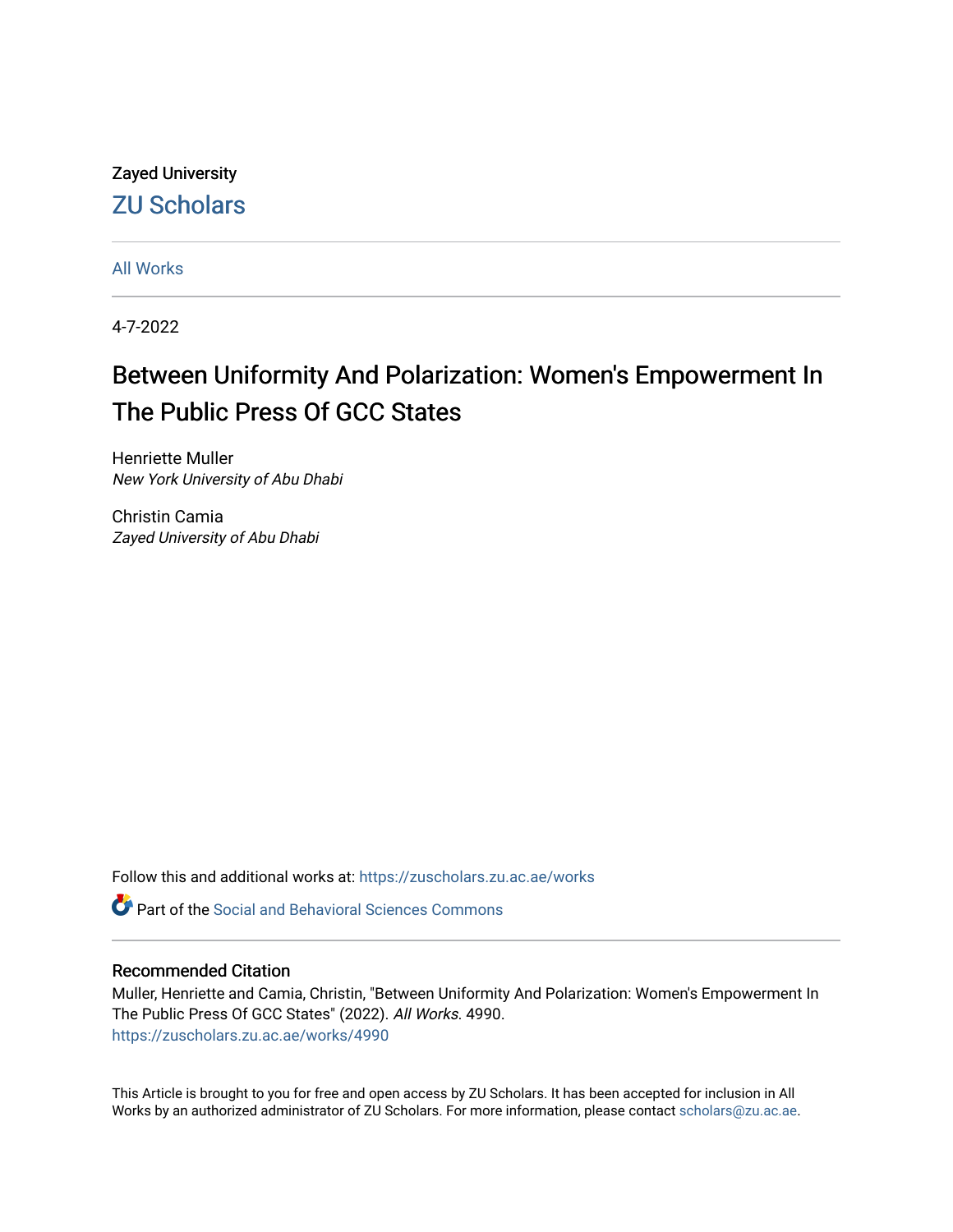Zayed University

ZU Scholars

All Works

4-7-2022

# Between Uniformity And Polarization: Women's Empowerment In The Public Press Of GCC States

Henriette Muller
*New York University of Abu Dhabi*

Christin Camia
*Zayed University of Abu Dhabi*

Follow this and additional works at: https://zuscholars.zu.ac.ae/works

Part of the Social and Behavioral Sciences Commons

## Recommended Citation

Muller, Henriette and Camia, Christin, "Between Uniformity And Polarization: Women's Empowerment In The Public Press Of GCC States" (2022). *All Works*. 4990.
https://zuscholars.zu.ac.ae/works/4990

This Article is brought to you for free and open access by ZU Scholars. It has been accepted for inclusion in All Works by an authorized administrator of ZU Scholars. For more information, please contact scholars@zu.ac.ae.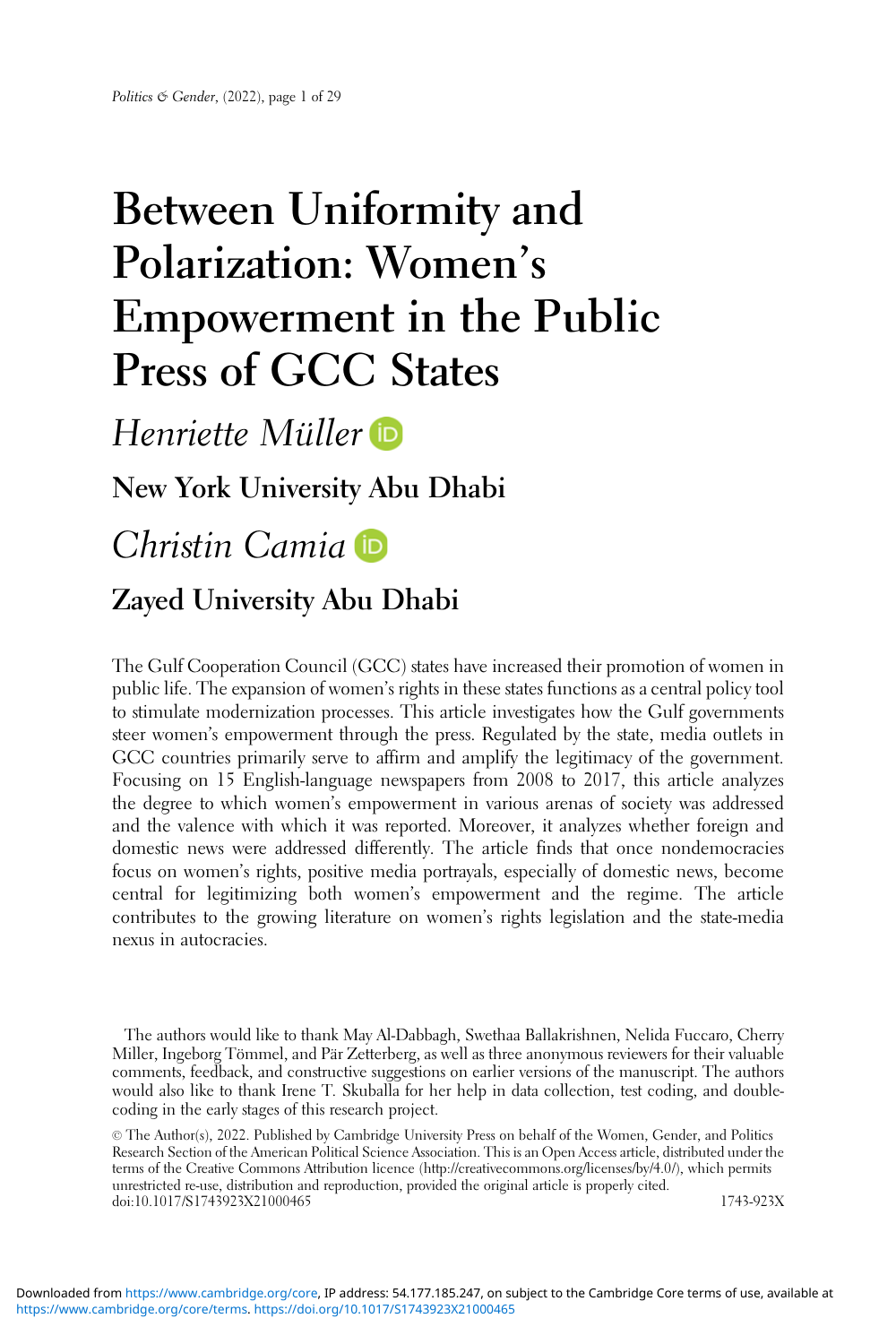# Between Uniformity and Polarization: Women's Empowerment in the Public Press of GCC States

*Henriette Müller*

**New York University Abu Dhabi**

*Christin Camia*

**Zayed University Abu Dhabi**

The Gulf Cooperation Council (GCC) states have increased their promotion of women in public life. The expansion of women's rights in these states functions as a central policy tool to stimulate modernization processes. This article investigates how the Gulf governments steer women's empowerment through the press. Regulated by the state, media outlets in GCC countries primarily serve to affirm and amplify the legitimacy of the government. Focusing on 15 English-language newspapers from 2008 to 2017, this article analyzes the degree to which women's empowerment in various arenas of society was addressed and the valence with which it was reported. Moreover, it analyzes whether foreign and domestic news were addressed differently. The article finds that once nondemocracies focus on women's rights, positive media portrayals, especially of domestic news, become central for legitimizing both women's empowerment and the regime. The article contributes to the growing literature on women's rights legislation and the state-media nexus in autocracies.

The authors would like to thank May Al-Dabbagh, Swethaa Ballakrishnen, Nelida Fuccaro, Cherry Miller, Ingeborg Tömmel, and Pär Zetterberg, as well as three anonymous reviewers for their valuable comments, feedback, and constructive suggestions on earlier versions of the manuscript. The authors would also like to thank Irene T. Skuballa for her help in data collection, test coding, and double-coding in the early stages of this research project.

© The Author(s), 2022. Published by Cambridge University Press on behalf of the Women, Gender, and Politics Research Section of the American Political Science Association. This is an Open Access article, distributed under the terms of the Creative Commons Attribution licence (http://creativecommons.org/licenses/by/4.0/), which permits unrestricted re-use, distribution and reproduction, provided the original article is properly cited.
doi:10.1017/S1743923X21000465 1743-923X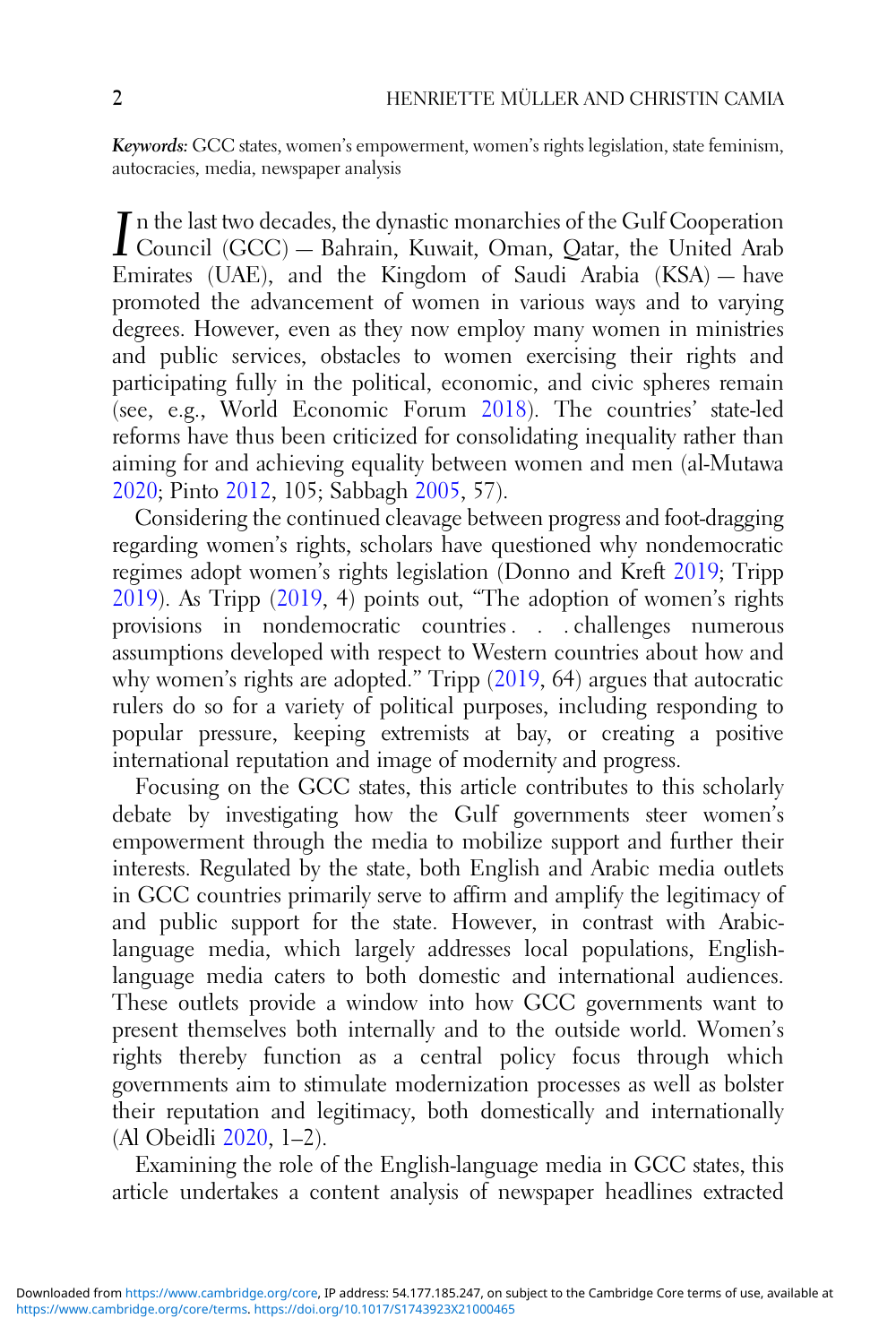*Keywords:* GCC states, women's empowerment, women's rights legislation, state feminism, autocracies, media, newspaper analysis

In the last two decades, the dynastic monarchies of the Gulf Cooperation Council (GCC) — Bahrain, Kuwait, Oman, Qatar, the United Arab Emirates (UAE), and the Kingdom of Saudi Arabia (KSA) — have promoted the advancement of women in various ways and to varying degrees. However, even as they now employ many women in ministries and public services, obstacles to women exercising their rights and participating fully in the political, economic, and civic spheres remain (see, e.g., World Economic Forum 2018). The countries' state-led reforms have thus been criticized for consolidating inequality rather than aiming for and achieving equality between women and men (al-Mutawa 2020; Pinto 2012, 105; Sabbagh 2005, 57).

Considering the continued cleavage between progress and foot-dragging regarding women's rights, scholars have questioned why nondemocratic regimes adopt women's rights legislation (Donno and Kreft 2019; Tripp 2019). As Tripp (2019, 4) points out, "The adoption of women's rights provisions in nondemocratic countries . . . challenges numerous assumptions developed with respect to Western countries about how and why women's rights are adopted." Tripp (2019, 64) argues that autocratic rulers do so for a variety of political purposes, including responding to popular pressure, keeping extremists at bay, or creating a positive international reputation and image of modernity and progress.

Focusing on the GCC states, this article contributes to this scholarly debate by investigating how the Gulf governments steer women's empowerment through the media to mobilize support and further their interests. Regulated by the state, both English and Arabic media outlets in GCC countries primarily serve to affirm and amplify the legitimacy of and public support for the state. However, in contrast with Arabic-language media, which largely addresses local populations, English-language media caters to both domestic and international audiences. These outlets provide a window into how GCC governments want to present themselves both internally and to the outside world. Women's rights thereby function as a central policy focus through which governments aim to stimulate modernization processes as well as bolster their reputation and legitimacy, both domestically and internationally (Al Obeidli 2020, 1–2).

Examining the role of the English-language media in GCC states, this article undertakes a content analysis of newspaper headlines extracted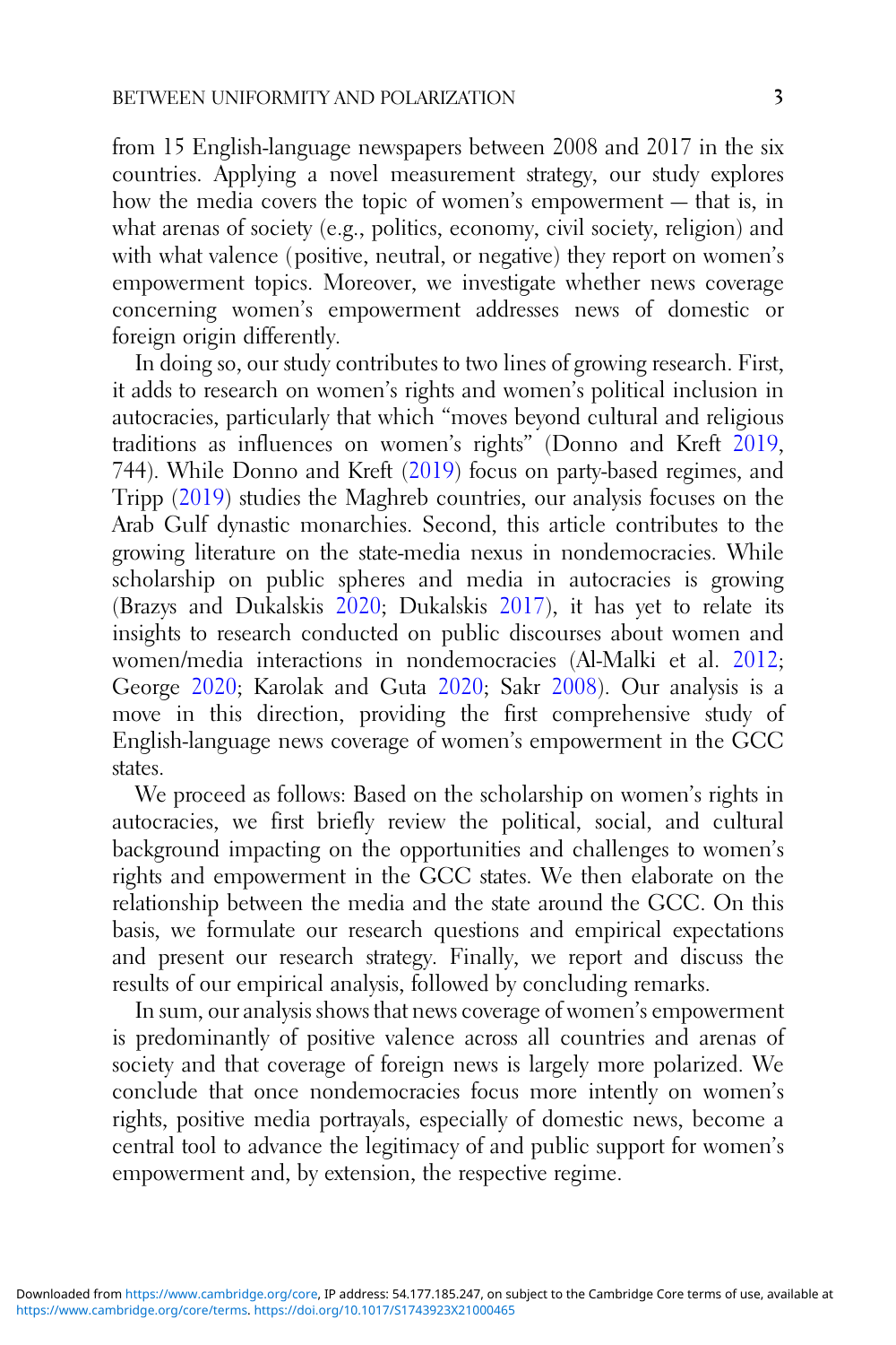from 15 English-language newspapers between 2008 and 2017 in the six countries. Applying a novel measurement strategy, our study explores how the media covers the topic of women's empowerment — that is, in what arenas of society (e.g., politics, economy, civil society, religion) and with what valence (positive, neutral, or negative) they report on women's empowerment topics. Moreover, we investigate whether news coverage concerning women's empowerment addresses news of domestic or foreign origin differently.

In doing so, our study contributes to two lines of growing research. First, it adds to research on women's rights and women's political inclusion in autocracies, particularly that which "moves beyond cultural and religious traditions as influences on women's rights" (Donno and Kreft 2019, 744). While Donno and Kreft (2019) focus on party-based regimes, and Tripp (2019) studies the Maghreb countries, our analysis focuses on the Arab Gulf dynastic monarchies. Second, this article contributes to the growing literature on the state-media nexus in nondemocracies. While scholarship on public spheres and media in autocracies is growing (Brazys and Dukalskis 2020; Dukalskis 2017), it has yet to relate its insights to research conducted on public discourses about women and women/media interactions in nondemocracies (Al-Malki et al. 2012; George 2020; Karolak and Guta 2020; Sakr 2008). Our analysis is a move in this direction, providing the first comprehensive study of English-language news coverage of women's empowerment in the GCC states.

We proceed as follows: Based on the scholarship on women's rights in autocracies, we first briefly review the political, social, and cultural background impacting on the opportunities and challenges to women's rights and empowerment in the GCC states. We then elaborate on the relationship between the media and the state around the GCC. On this basis, we formulate our research questions and empirical expectations and present our research strategy. Finally, we report and discuss the results of our empirical analysis, followed by concluding remarks.

In sum, our analysis shows that news coverage of women's empowerment is predominantly of positive valence across all countries and arenas of society and that coverage of foreign news is largely more polarized. We conclude that once nondemocracies focus more intently on women's rights, positive media portrayals, especially of domestic news, become a central tool to advance the legitimacy of and public support for women's empowerment and, by extension, the respective regime.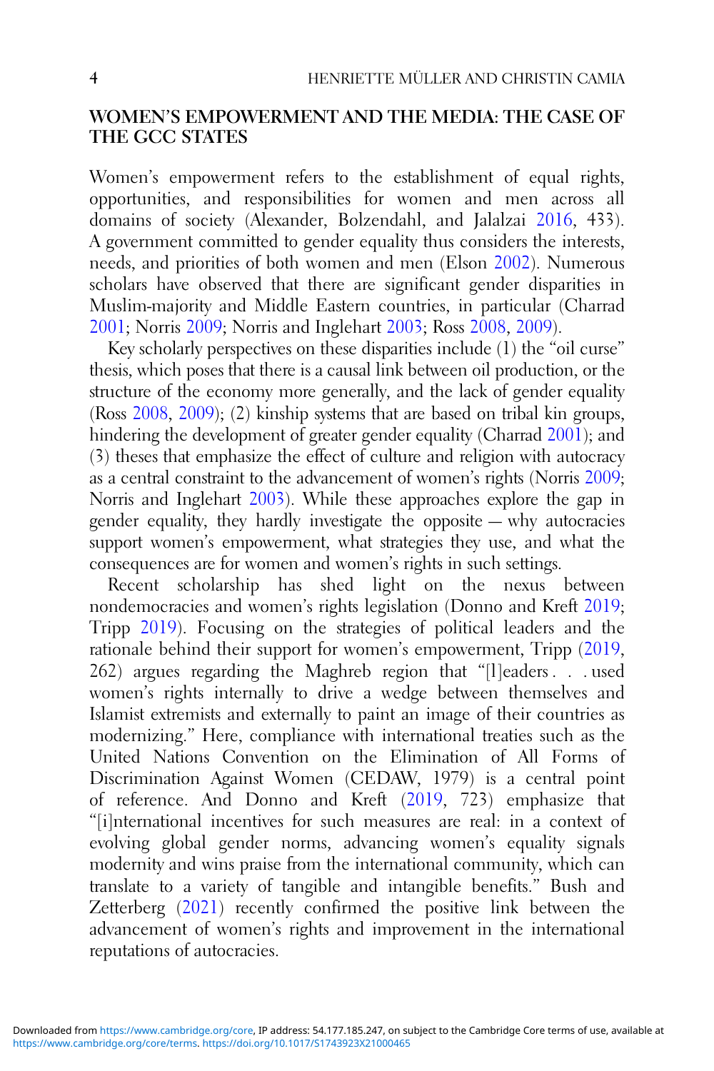## WOMEN'S EMPOWERMENT AND THE MEDIA: THE CASE OF THE GCC STATES

Women's empowerment refers to the establishment of equal rights, opportunities, and responsibilities for women and men across all domains of society (Alexander, Bolzendahl, and Jalalzai 2016, 433). A government committed to gender equality thus considers the interests, needs, and priorities of both women and men (Elson 2002). Numerous scholars have observed that there are significant gender disparities in Muslim-majority and Middle Eastern countries, in particular (Charrad 2001; Norris 2009; Norris and Inglehart 2003; Ross 2008, 2009).

Key scholarly perspectives on these disparities include (1) the "oil curse" thesis, which poses that there is a causal link between oil production, or the structure of the economy more generally, and the lack of gender equality (Ross 2008, 2009); (2) kinship systems that are based on tribal kin groups, hindering the development of greater gender equality (Charrad 2001); and (3) theses that emphasize the effect of culture and religion with autocracy as a central constraint to the advancement of women's rights (Norris 2009; Norris and Inglehart 2003). While these approaches explore the gap in gender equality, they hardly investigate the opposite — why autocracies support women's empowerment, what strategies they use, and what the consequences are for women and women's rights in such settings.

Recent scholarship has shed light on the nexus between nondemocracies and women's rights legislation (Donno and Kreft 2019; Tripp 2019). Focusing on the strategies of political leaders and the rationale behind their support for women's empowerment, Tripp (2019, 262) argues regarding the Maghreb region that "[l]eaders . . . used women's rights internally to drive a wedge between themselves and Islamist extremists and externally to paint an image of their countries as modernizing." Here, compliance with international treaties such as the United Nations Convention on the Elimination of All Forms of Discrimination Against Women (CEDAW, 1979) is a central point of reference. And Donno and Kreft (2019, 723) emphasize that "[i]nternational incentives for such measures are real: in a context of evolving global gender norms, advancing women's equality signals modernity and wins praise from the international community, which can translate to a variety of tangible and intangible benefits." Bush and Zetterberg (2021) recently confirmed the positive link between the advancement of women's rights and improvement in the international reputations of autocracies.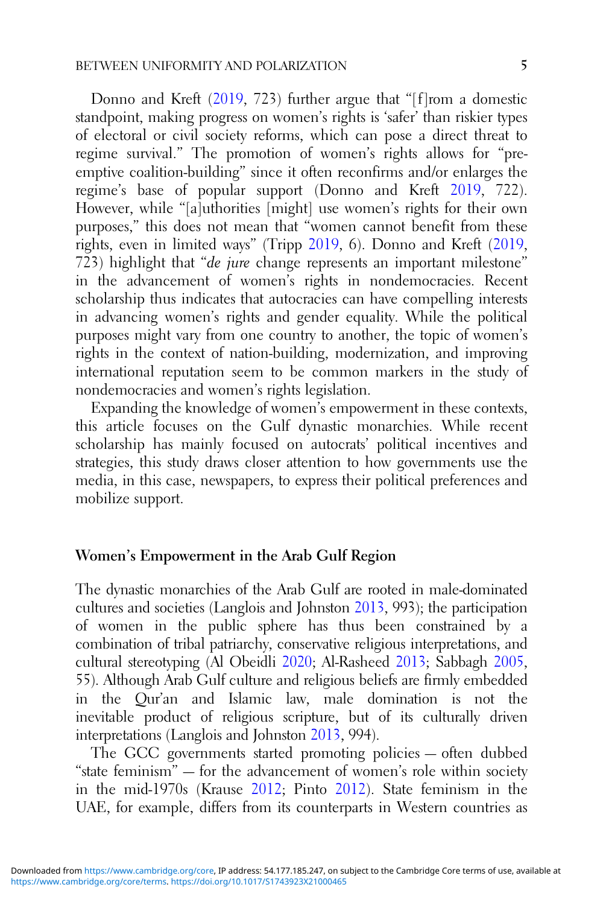Donno and Kreft (2019, 723) further argue that "[f]rom a domestic standpoint, making progress on women's rights is 'safer' than riskier types of electoral or civil society reforms, which can pose a direct threat to regime survival." The promotion of women's rights allows for "pre-emptive coalition-building" since it often reconfirms and/or enlarges the regime's base of popular support (Donno and Kreft 2019, 722). However, while "[a]uthorities [might] use women's rights for their own purposes," this does not mean that "women cannot benefit from these rights, even in limited ways" (Tripp 2019, 6). Donno and Kreft (2019, 723) highlight that "*de jure* change represents an important milestone" in the advancement of women's rights in nondemocracies. Recent scholarship thus indicates that autocracies can have compelling interests in advancing women's rights and gender equality. While the political purposes might vary from one country to another, the topic of women's rights in the context of nation-building, modernization, and improving international reputation seem to be common markers in the study of nondemocracies and women's rights legislation.

Expanding the knowledge of women's empowerment in these contexts, this article focuses on the Gulf dynastic monarchies. While recent scholarship has mainly focused on autocrats' political incentives and strategies, this study draws closer attention to how governments use the media, in this case, newspapers, to express their political preferences and mobilize support.

## Women's Empowerment in the Arab Gulf Region

The dynastic monarchies of the Arab Gulf are rooted in male-dominated cultures and societies (Langlois and Johnston 2013, 993); the participation of women in the public sphere has thus been constrained by a combination of tribal patriarchy, conservative religious interpretations, and cultural stereotyping (Al Obeidli 2020; Al-Rasheed 2013; Sabbagh 2005, 55). Although Arab Gulf culture and religious beliefs are firmly embedded in the Qur'an and Islamic law, male domination is not the inevitable product of religious scripture, but of its culturally driven interpretations (Langlois and Johnston 2013, 994).

The GCC governments started promoting policies — often dubbed "state feminism" — for the advancement of women's role within society in the mid-1970s (Krause 2012; Pinto 2012). State feminism in the UAE, for example, differs from its counterparts in Western countries as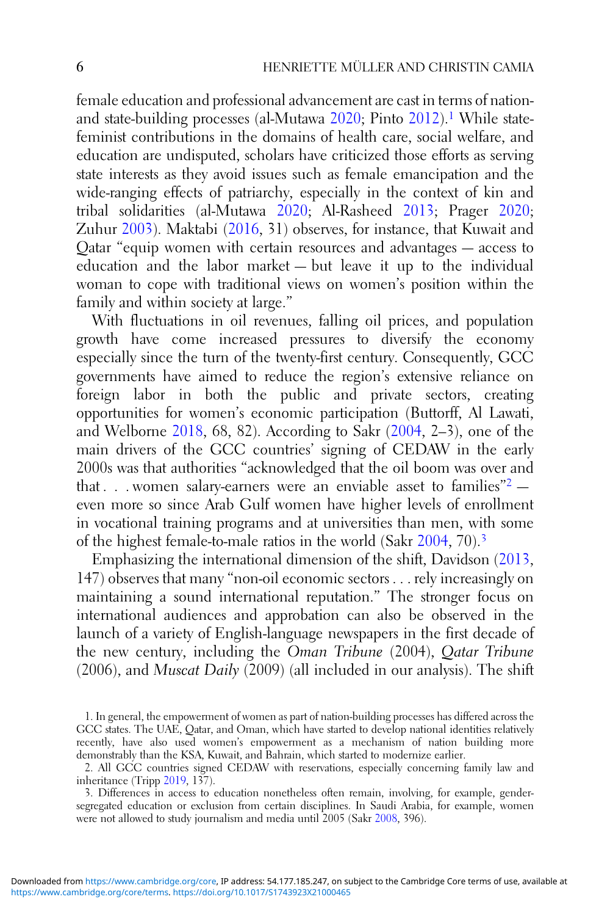female education and professional advancement are cast in terms of nation- and state-building processes (al-Mutawa 2020; Pinto 2012).[1] While state-feminist contributions in the domains of health care, social welfare, and education are undisputed, scholars have criticized those efforts as serving state interests as they avoid issues such as female emancipation and the wide-ranging effects of patriarchy, especially in the context of kin and tribal solidarities (al-Mutawa 2020; Al-Rasheed 2013; Prager 2020; Zuhur 2003). Maktabi (2016, 31) observes, for instance, that Kuwait and Qatar "equip women with certain resources and advantages — access to education and the labor market — but leave it up to the individual woman to cope with traditional views on women's position within the family and within society at large."

With fluctuations in oil revenues, falling oil prices, and population growth have come increased pressures to diversify the economy especially since the turn of the twenty-first century. Consequently, GCC governments have aimed to reduce the region's extensive reliance on foreign labor in both the public and private sectors, creating opportunities for women's economic participation (Buttorff, Al Lawati, and Welborne 2018, 68, 82). According to Sakr (2004, 2–3), one of the main drivers of the GCC countries' signing of CEDAW in the early 2000s was that authorities "acknowledged that the oil boom was over and that . . . women salary-earners were an enviable asset to families"[2] — even more so since Arab Gulf women have higher levels of enrollment in vocational training programs and at universities than men, with some of the highest female-to-male ratios in the world (Sakr 2004, 70).[3]

Emphasizing the international dimension of the shift, Davidson (2013, 147) observes that many "non-oil economic sectors . . . rely increasingly on maintaining a sound international reputation." The stronger focus on international audiences and approbation can also be observed in the launch of a variety of English-language newspapers in the first decade of the new century, including the *Oman Tribune* (2004), *Qatar Tribune* (2006), and *Muscat Daily* (2009) (all included in our analysis). The shift

1. In general, the empowerment of women as part of nation-building processes has differed across the GCC states. The UAE, Qatar, and Oman, which have started to develop national identities relatively recently, have also used women's empowerment as a mechanism of nation building more demonstrably than the KSA, Kuwait, and Bahrain, which started to modernize earlier.

2. All GCC countries signed CEDAW with reservations, especially concerning family law and inheritance (Tripp 2019, 137).

3. Differences in access to education nonetheless often remain, involving, for example, gender-segregated education or exclusion from certain disciplines. In Saudi Arabia, for example, women were not allowed to study journalism and media until 2005 (Sakr 2008, 396).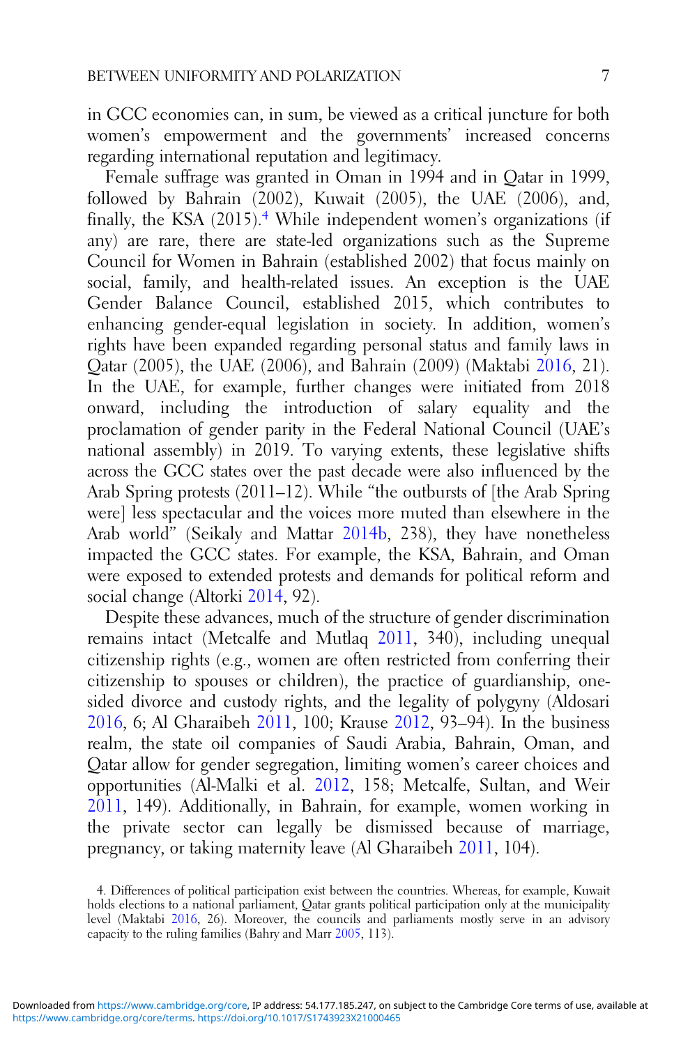in GCC economies can, in sum, be viewed as a critical juncture for both women's empowerment and the governments' increased concerns regarding international reputation and legitimacy.

Female suffrage was granted in Oman in 1994 and in Qatar in 1999, followed by Bahrain (2002), Kuwait (2005), the UAE (2006), and, finally, the KSA (2015).[4] While independent women's organizations (if any) are rare, there are state-led organizations such as the Supreme Council for Women in Bahrain (established 2002) that focus mainly on social, family, and health-related issues. An exception is the UAE Gender Balance Council, established 2015, which contributes to enhancing gender-equal legislation in society. In addition, women's rights have been expanded regarding personal status and family laws in Qatar (2005), the UAE (2006), and Bahrain (2009) (Maktabi 2016, 21). In the UAE, for example, further changes were initiated from 2018 onward, including the introduction of salary equality and the proclamation of gender parity in the Federal National Council (UAE's national assembly) in 2019. To varying extents, these legislative shifts across the GCC states over the past decade were also influenced by the Arab Spring protests (2011–12). While "the outbursts of [the Arab Spring were] less spectacular and the voices more muted than elsewhere in the Arab world" (Seikaly and Mattar 2014b, 238), they have nonetheless impacted the GCC states. For example, the KSA, Bahrain, and Oman were exposed to extended protests and demands for political reform and social change (Altorki 2014, 92).

Despite these advances, much of the structure of gender discrimination remains intact (Metcalfe and Mutlaq 2011, 340), including unequal citizenship rights (e.g., women are often restricted from conferring their citizenship to spouses or children), the practice of guardianship, one-sided divorce and custody rights, and the legality of polygyny (Aldosari 2016, 6; Al Gharaibeh 2011, 100; Krause 2012, 93–94). In the business realm, the state oil companies of Saudi Arabia, Bahrain, Oman, and Qatar allow for gender segregation, limiting women's career choices and opportunities (Al-Malki et al. 2012, 158; Metcalfe, Sultan, and Weir 2011, 149). Additionally, in Bahrain, for example, women working in the private sector can legally be dismissed because of marriage, pregnancy, or taking maternity leave (Al Gharaibeh 2011, 104).

4. Differences of political participation exist between the countries. Whereas, for example, Kuwait holds elections to a national parliament, Qatar grants political participation only at the municipality level (Maktabi 2016, 26). Moreover, the councils and parliaments mostly serve in an advisory capacity to the ruling families (Bahry and Marr 2005, 113).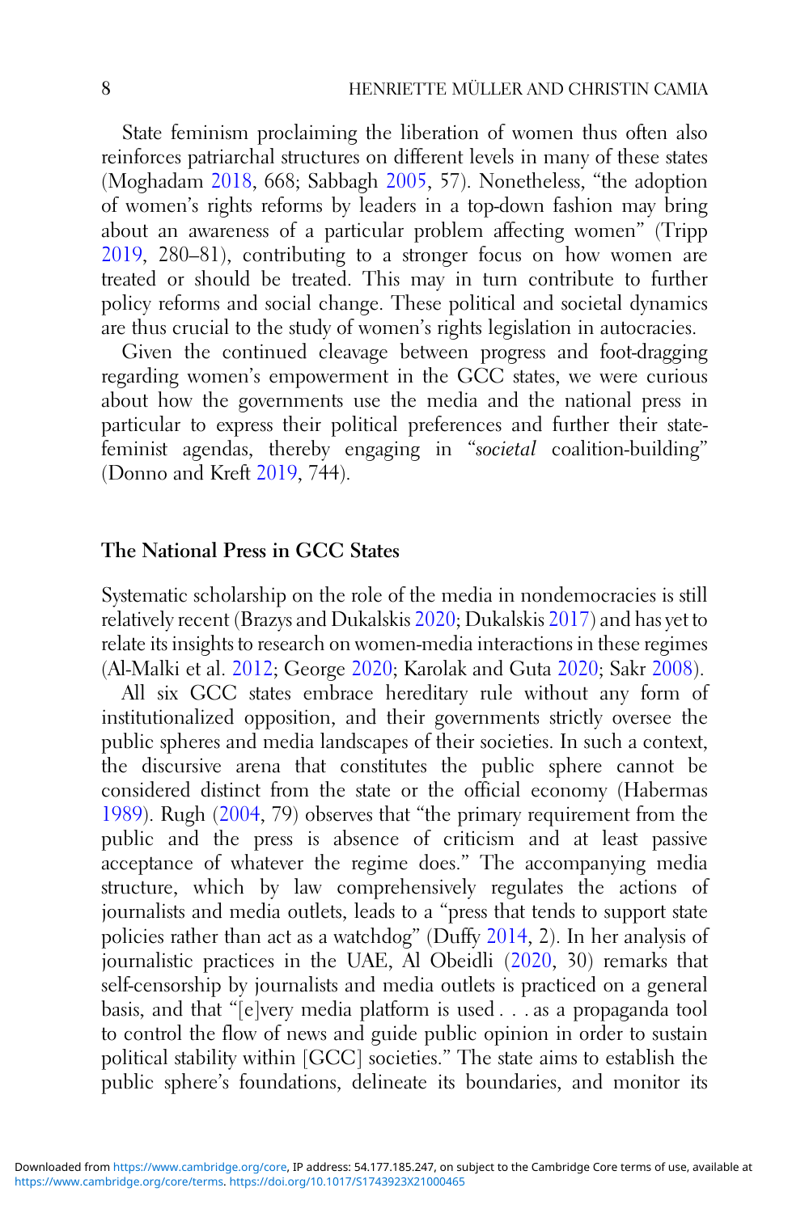State feminism proclaiming the liberation of women thus often also reinforces patriarchal structures on different levels in many of these states (Moghadam 2018, 668; Sabbagh 2005, 57). Nonetheless, "the adoption of women's rights reforms by leaders in a top-down fashion may bring about an awareness of a particular problem affecting women" (Tripp 2019, 280–81), contributing to a stronger focus on how women are treated or should be treated. This may in turn contribute to further policy reforms and social change. These political and societal dynamics are thus crucial to the study of women's rights legislation in autocracies.

Given the continued cleavage between progress and foot-dragging regarding women's empowerment in the GCC states, we were curious about how the governments use the media and the national press in particular to express their political preferences and further their state-feminist agendas, thereby engaging in "*societal* coalition-building" (Donno and Kreft 2019, 744).

## The National Press in GCC States

Systematic scholarship on the role of the media in nondemocracies is still relatively recent (Brazys and Dukalskis 2020; Dukalskis 2017) and has yet to relate its insights to research on women-media interactions in these regimes (Al-Malki et al. 2012; George 2020; Karolak and Guta 2020; Sakr 2008).

All six GCC states embrace hereditary rule without any form of institutionalized opposition, and their governments strictly oversee the public spheres and media landscapes of their societies. In such a context, the discursive arena that constitutes the public sphere cannot be considered distinct from the state or the official economy (Habermas 1989). Rugh (2004, 79) observes that "the primary requirement from the public and the press is absence of criticism and at least passive acceptance of whatever the regime does." The accompanying media structure, which by law comprehensively regulates the actions of journalists and media outlets, leads to a "press that tends to support state policies rather than act as a watchdog" (Duffy 2014, 2). In her analysis of journalistic practices in the UAE, Al Obeidli (2020, 30) remarks that self-censorship by journalists and media outlets is practiced on a general basis, and that "[e]very media platform is used . . . as a propaganda tool to control the flow of news and guide public opinion in order to sustain political stability within [GCC] societies." The state aims to establish the public sphere's foundations, delineate its boundaries, and monitor its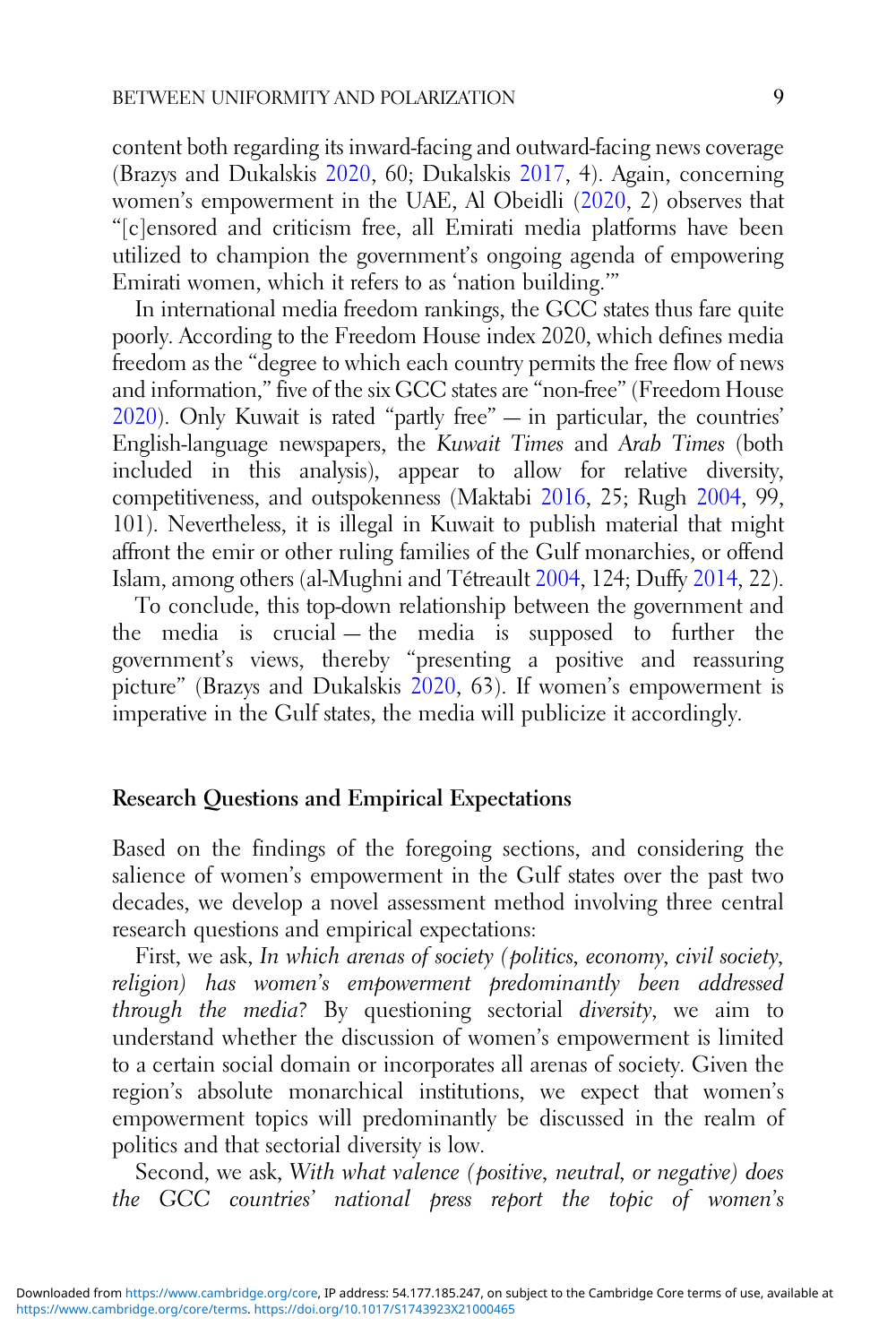content both regarding its inward-facing and outward-facing news coverage (Brazys and Dukalskis 2020, 60; Dukalskis 2017, 4). Again, concerning women's empowerment in the UAE, Al Obeidli (2020, 2) observes that "[c]ensored and criticism free, all Emirati media platforms have been utilized to champion the government's ongoing agenda of empowering Emirati women, which it refers to as 'nation building.'"

In international media freedom rankings, the GCC states thus fare quite poorly. According to the Freedom House index 2020, which defines media freedom as the "degree to which each country permits the free flow of news and information," five of the six GCC states are "non-free" (Freedom House 2020). Only Kuwait is rated "partly free" — in particular, the countries' English-language newspapers, the *Kuwait Times* and *Arab Times* (both included in this analysis), appear to allow for relative diversity, competitiveness, and outspokenness (Maktabi 2016, 25; Rugh 2004, 99, 101). Nevertheless, it is illegal in Kuwait to publish material that might affront the emir or other ruling families of the Gulf monarchies, or offend Islam, among others (al-Mughni and Tétreault 2004, 124; Duffy 2014, 22).

To conclude, this top-down relationship between the government and the media is crucial — the media is supposed to further the government's views, thereby "presenting a positive and reassuring picture" (Brazys and Dukalskis 2020, 63). If women's empowerment is imperative in the Gulf states, the media will publicize it accordingly.

## Research Questions and Empirical Expectations

Based on the findings of the foregoing sections, and considering the salience of women's empowerment in the Gulf states over the past two decades, we develop a novel assessment method involving three central research questions and empirical expectations:

First, we ask, *In which arenas of society (politics, economy, civil society, religion) has women's empowerment predominantly been addressed through the media?* By questioning sectorial *diversity*, we aim to understand whether the discussion of women's empowerment is limited to a certain social domain or incorporates all arenas of society. Given the region's absolute monarchical institutions, we expect that women's empowerment topics will predominantly be discussed in the realm of politics and that sectorial diversity is low.

Second, we ask, *With what valence (positive, neutral, or negative) does the GCC countries' national press report the topic of women's*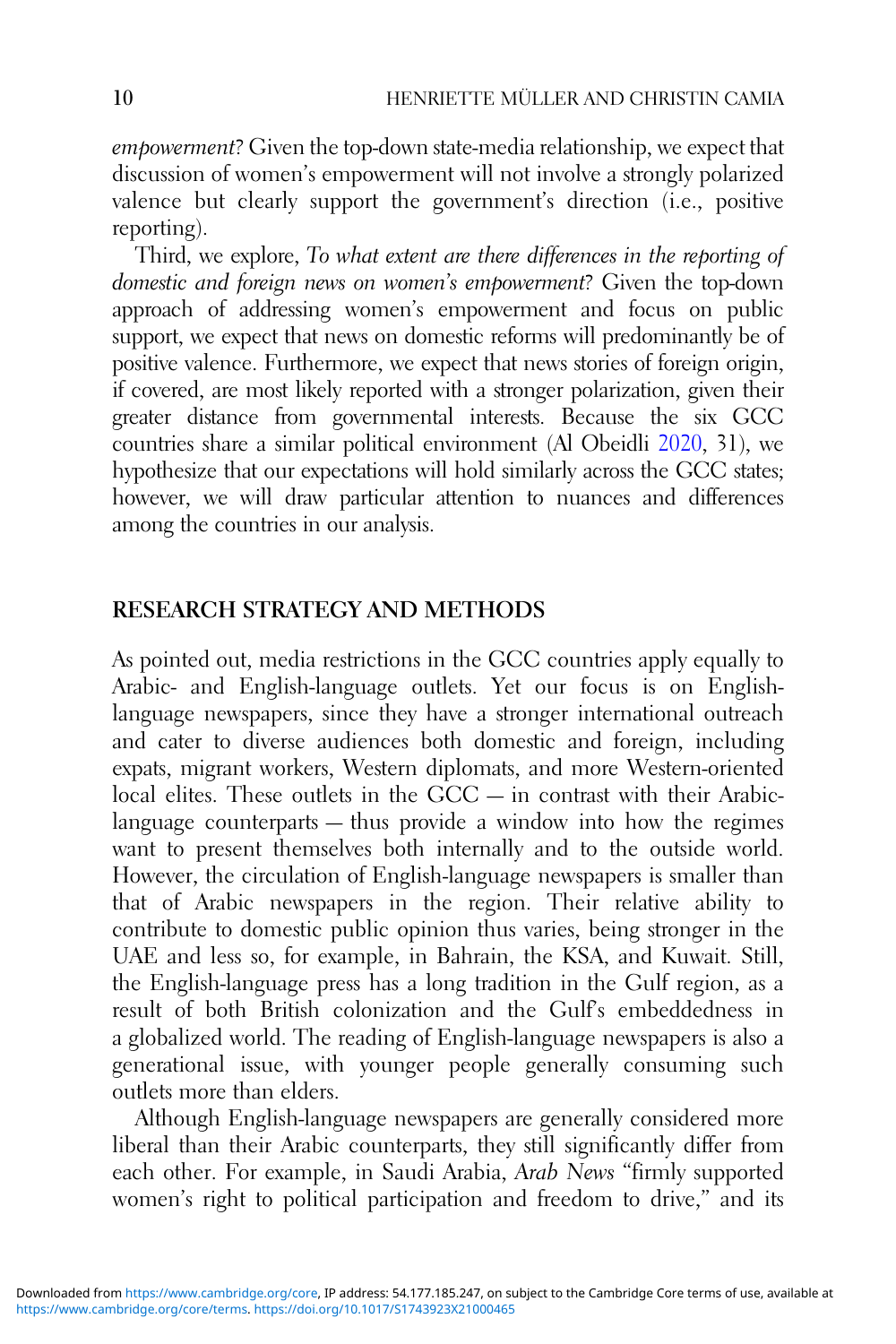*empowerment*? Given the top-down state-media relationship, we expect that discussion of women's empowerment will not involve a strongly polarized valence but clearly support the government's direction (i.e., positive reporting).

Third, we explore, *To what extent are there differences in the reporting of domestic and foreign news on women's empowerment*? Given the top-down approach of addressing women's empowerment and focus on public support, we expect that news on domestic reforms will predominantly be of positive valence. Furthermore, we expect that news stories of foreign origin, if covered, are most likely reported with a stronger polarization, given their greater distance from governmental interests. Because the six GCC countries share a similar political environment (Al Obeidli 2020, 31), we hypothesize that our expectations will hold similarly across the GCC states; however, we will draw particular attention to nuances and differences among the countries in our analysis.

## RESEARCH STRATEGY AND METHODS

As pointed out, media restrictions in the GCC countries apply equally to Arabic- and English-language outlets. Yet our focus is on English-language newspapers, since they have a stronger international outreach and cater to diverse audiences both domestic and foreign, including expats, migrant workers, Western diplomats, and more Western-oriented local elites. These outlets in the GCC — in contrast with their Arabic-language counterparts — thus provide a window into how the regimes want to present themselves both internally and to the outside world. However, the circulation of English-language newspapers is smaller than that of Arabic newspapers in the region. Their relative ability to contribute to domestic public opinion thus varies, being stronger in the UAE and less so, for example, in Bahrain, the KSA, and Kuwait. Still, the English-language press has a long tradition in the Gulf region, as a result of both British colonization and the Gulf's embeddedness in a globalized world. The reading of English-language newspapers is also a generational issue, with younger people generally consuming such outlets more than elders.

Although English-language newspapers are generally considered more liberal than their Arabic counterparts, they still significantly differ from each other. For example, in Saudi Arabia, *Arab News* "firmly supported women's right to political participation and freedom to drive," and its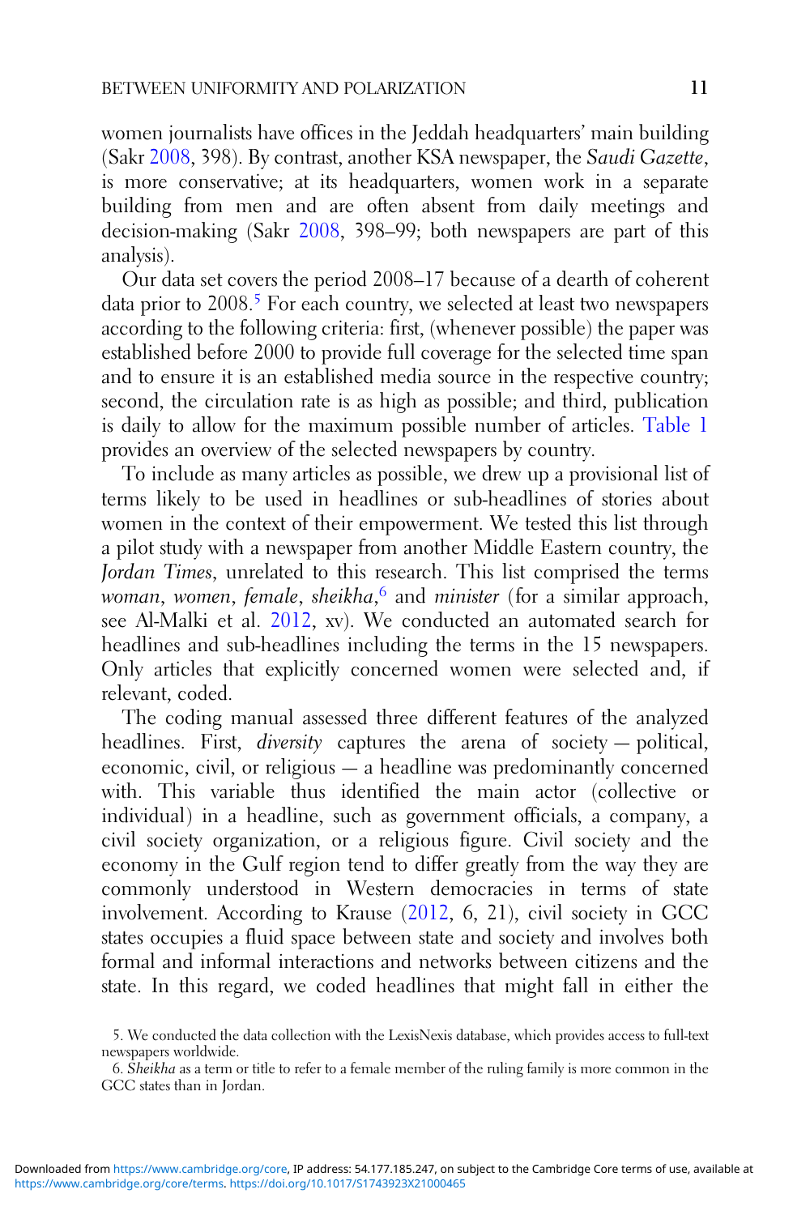women journalists have offices in the Jeddah headquarters' main building (Sakr 2008, 398). By contrast, another KSA newspaper, the *Saudi Gazette*, is more conservative; at its headquarters, women work in a separate building from men and are often absent from daily meetings and decision-making (Sakr 2008, 398–99; both newspapers are part of this analysis).

Our data set covers the period 2008–17 because of a dearth of coherent data prior to 2008.[5] For each country, we selected at least two newspapers according to the following criteria: first, (whenever possible) the paper was established before 2000 to provide full coverage for the selected time span and to ensure it is an established media source in the respective country; second, the circulation rate is as high as possible; and third, publication is daily to allow for the maximum possible number of articles. Table 1 provides an overview of the selected newspapers by country.

To include as many articles as possible, we drew up a provisional list of terms likely to be used in headlines or sub-headlines of stories about women in the context of their empowerment. We tested this list through a pilot study with a newspaper from another Middle Eastern country, the *Jordan Times*, unrelated to this research. This list comprised the terms *woman*, *women*, *female*, *sheikha*,[6] and *minister* (for a similar approach, see Al-Malki et al. 2012, xv). We conducted an automated search for headlines and sub-headlines including the terms in the 15 newspapers. Only articles that explicitly concerned women were selected and, if relevant, coded.

The coding manual assessed three different features of the analyzed headlines. First, *diversity* captures the arena of society — political, economic, civil, or religious — a headline was predominantly concerned with. This variable thus identified the main actor (collective or individual) in a headline, such as government officials, a company, a civil society organization, or a religious figure. Civil society and the economy in the Gulf region tend to differ greatly from the way they are commonly understood in Western democracies in terms of state involvement. According to Krause (2012, 6, 21), civil society in GCC states occupies a fluid space between state and society and involves both formal and informal interactions and networks between citizens and the state. In this regard, we coded headlines that might fall in either the

5. We conducted the data collection with the LexisNexis database, which provides access to full-text newspapers worldwide.

6. *Sheikha* as a term or title to refer to a female member of the ruling family is more common in the GCC states than in Jordan.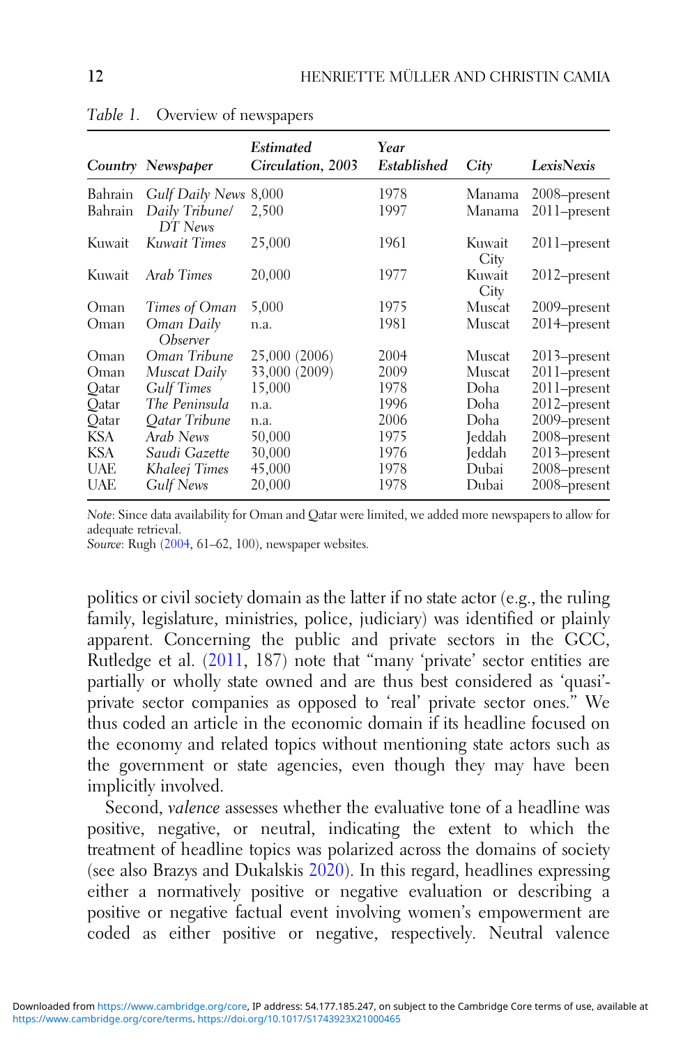*Table 1.* Overview of newspapers

| *Country* | *Newspaper* | *Estimated Circulation, 2003* | *Year Established* | *City* | *LexisNexis* |
|---|---|---|---|---|---|
| Bahrain | *Gulf Daily News* | 8,000 | 1978 | Manama | 2008–present |
| Bahrain | *Daily Tribune/ DT News* | 2,500 | 1997 | Manama | 2011–present |
| Kuwait | *Kuwait Times* | 25,000 | 1961 | Kuwait City | 2011–present |
| Kuwait | *Arab Times* | 20,000 | 1977 | Kuwait City | 2012–present |
| Oman | *Times of Oman* | 5,000 | 1975 | Muscat | 2009–present |
| Oman | *Oman Daily Observer* | n.a. | 1981 | Muscat | 2014–present |
| Oman | *Oman Tribune* | 25,000 (2006) | 2004 | Muscat | 2013–present |
| Oman | *Muscat Daily* | 33,000 (2009) | 2009 | Muscat | 2011–present |
| Qatar | *Gulf Times* | 15,000 | 1978 | Doha | 2011–present |
| Qatar | *The Peninsula* | n.a. | 1996 | Doha | 2012–present |
| Qatar | *Qatar Tribune* | n.a. | 2006 | Doha | 2009–present |
| KSA | *Arab News* | 50,000 | 1975 | Jeddah | 2008–present |
| KSA | *Saudi Gazette* | 30,000 | 1976 | Jeddah | 2013–present |
| UAE | *Khaleej Times* | 45,000 | 1978 | Dubai | 2008–present |
| UAE | *Gulf News* | 20,000 | 1978 | Dubai | 2008–present |

*Note*: Since data availability for Oman and Qatar were limited, we added more newspapers to allow for adequate retrieval.
*Source*: Rugh (2004, 61–62, 100), newspaper websites.

politics or civil society domain as the latter if no state actor (e.g., the ruling family, legislature, ministries, police, judiciary) was identified or plainly apparent. Concerning the public and private sectors in the GCC, Rutledge et al. (2011, 187) note that "many 'private' sector entities are partially or wholly state owned and are thus best considered as 'quasi'-private sector companies as opposed to 'real' private sector ones." We thus coded an article in the economic domain if its headline focused on the economy and related topics without mentioning state actors such as the government or state agencies, even though they may have been implicitly involved.

Second, *valence* assesses whether the evaluative tone of a headline was positive, negative, or neutral, indicating the extent to which the treatment of headline topics was polarized across the domains of society (see also Brazys and Dukalskis 2020). In this regard, headlines expressing either a normatively positive or negative evaluation or describing a positive or negative factual event involving women's empowerment are coded as either positive or negative, respectively. Neutral valence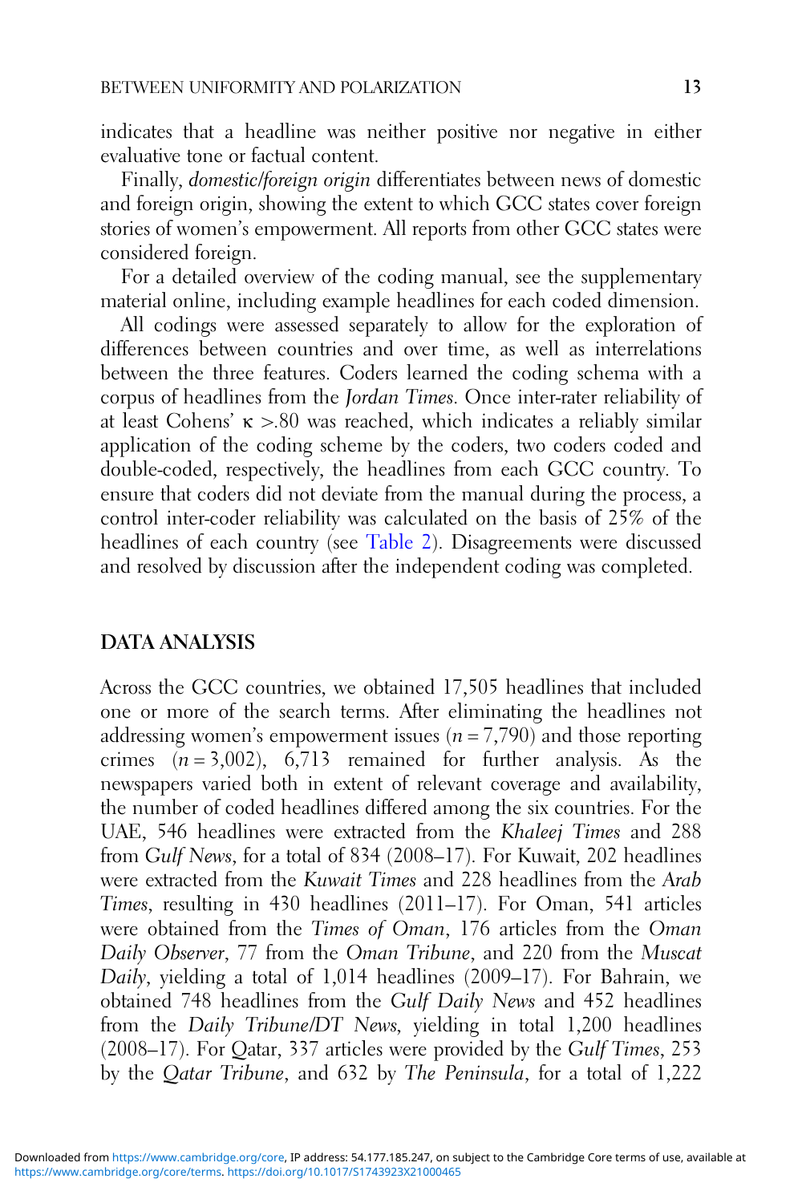indicates that a headline was neither positive nor negative in either evaluative tone or factual content.

Finally, *domestic/foreign origin* differentiates between news of domestic and foreign origin, showing the extent to which GCC states cover foreign stories of women's empowerment. All reports from other GCC states were considered foreign.

For a detailed overview of the coding manual, see the supplementary material online, including example headlines for each coded dimension.

All codings were assessed separately to allow for the exploration of differences between countries and over time, as well as interrelations between the three features. Coders learned the coding schema with a corpus of headlines from the *Jordan Times*. Once inter-rater reliability of at least Cohens' $\kappa$ >.80 was reached, which indicates a reliably similar application of the coding scheme by the coders, two coders coded and double-coded, respectively, the headlines from each GCC country. To ensure that coders did not deviate from the manual during the process, a control inter-coder reliability was calculated on the basis of 25% of the headlines of each country (see Table 2). Disagreements were discussed and resolved by discussion after the independent coding was completed.

## DATA ANALYSIS

Across the GCC countries, we obtained 17,505 headlines that included one or more of the search terms. After eliminating the headlines not addressing women's empowerment issues ($n = 7{,}790$) and those reporting crimes ($n = 3{,}002$), 6,713 remained for further analysis. As the newspapers varied both in extent of relevant coverage and availability, the number of coded headlines differed among the six countries. For the UAE, 546 headlines were extracted from the *Khaleej Times* and 288 from *Gulf News*, for a total of 834 (2008–17). For Kuwait, 202 headlines were extracted from the *Kuwait Times* and 228 headlines from the *Arab Times*, resulting in 430 headlines (2011–17). For Oman, 541 articles were obtained from the *Times of Oman*, 176 articles from the *Oman Daily Observer*, 77 from the *Oman Tribune*, and 220 from the *Muscat Daily*, yielding a total of 1,014 headlines (2009–17). For Bahrain, we obtained 748 headlines from the *Gulf Daily News* and 452 headlines from the *Daily Tribune/DT News*, yielding in total 1,200 headlines (2008–17). For Qatar, 337 articles were provided by the *Gulf Times*, 253 by the *Qatar Tribune*, and 632 by *The Peninsula*, for a total of 1,222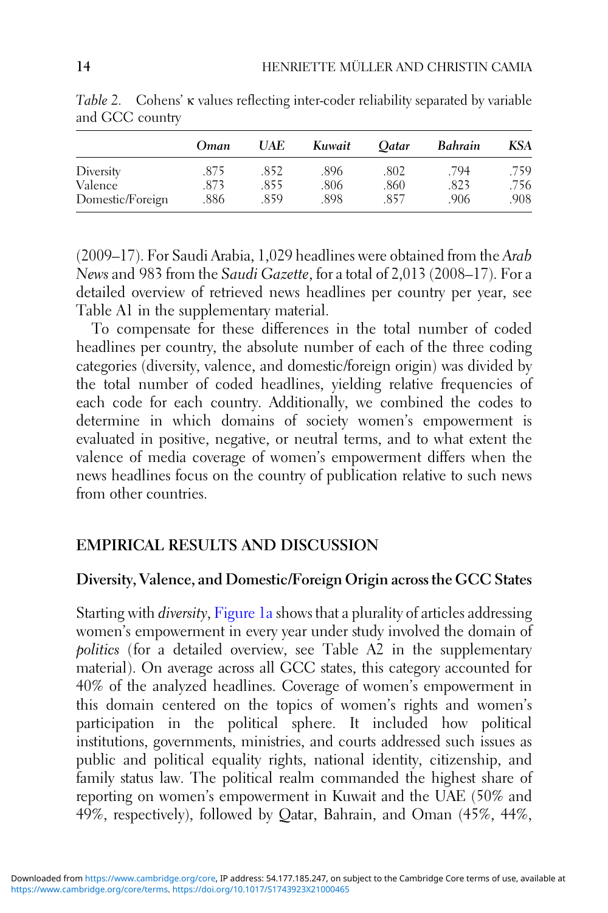*Table 2.* Cohens' κ values reflecting inter-coder reliability separated by variable and GCC country

| | *Oman* | *UAE* | *Kuwait* | *Qatar* | *Bahrain* | *KSA* |
|---|---|---|---|---|---|---|
| Diversity | .875 | .852 | .896 | .802 | .794 | .759 |
| Valence | .873 | .855 | .806 | .860 | .823 | .756 |
| Domestic/Foreign | .886 | .859 | .898 | .857 | .906 | .908 |

(2009–17). For Saudi Arabia, 1,029 headlines were obtained from the *Arab News* and 983 from the *Saudi Gazette*, for a total of 2,013 (2008–17). For a detailed overview of retrieved news headlines per country per year, see Table A1 in the supplementary material.

To compensate for these differences in the total number of coded headlines per country, the absolute number of each of the three coding categories (diversity, valence, and domestic/foreign origin) was divided by the total number of coded headlines, yielding relative frequencies of each code for each country. Additionally, we combined the codes to determine in which domains of society women's empowerment is evaluated in positive, negative, or neutral terms, and to what extent the valence of media coverage of women's empowerment differs when the news headlines focus on the country of publication relative to such news from other countries.

## EMPIRICAL RESULTS AND DISCUSSION

### Diversity, Valence, and Domestic/Foreign Origin across the GCC States

Starting with *diversity*, Figure 1a shows that a plurality of articles addressing women's empowerment in every year under study involved the domain of *politics* (for a detailed overview, see Table A2 in the supplementary material). On average across all GCC states, this category accounted for 40% of the analyzed headlines. Coverage of women's empowerment in this domain centered on the topics of women's rights and women's participation in the political sphere. It included how political institutions, governments, ministries, and courts addressed such issues as public and political equality rights, national identity, citizenship, and family status law. The political realm commanded the highest share of reporting on women's empowerment in Kuwait and the UAE (50% and 49%, respectively), followed by Qatar, Bahrain, and Oman (45%, 44%,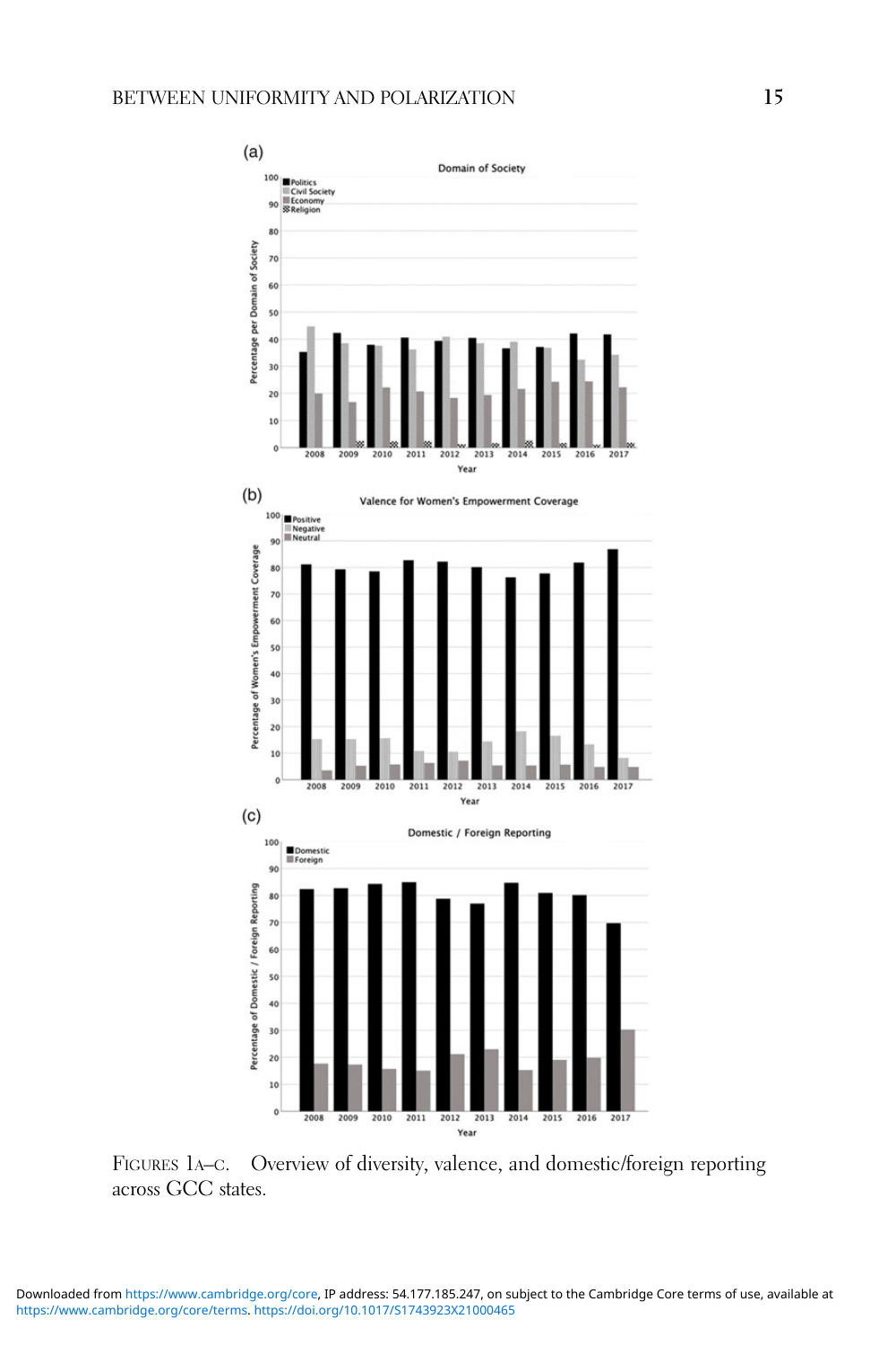FIGURES 1A–C. Overview of diversity, valence, and domestic/foreign reporting across GCC states.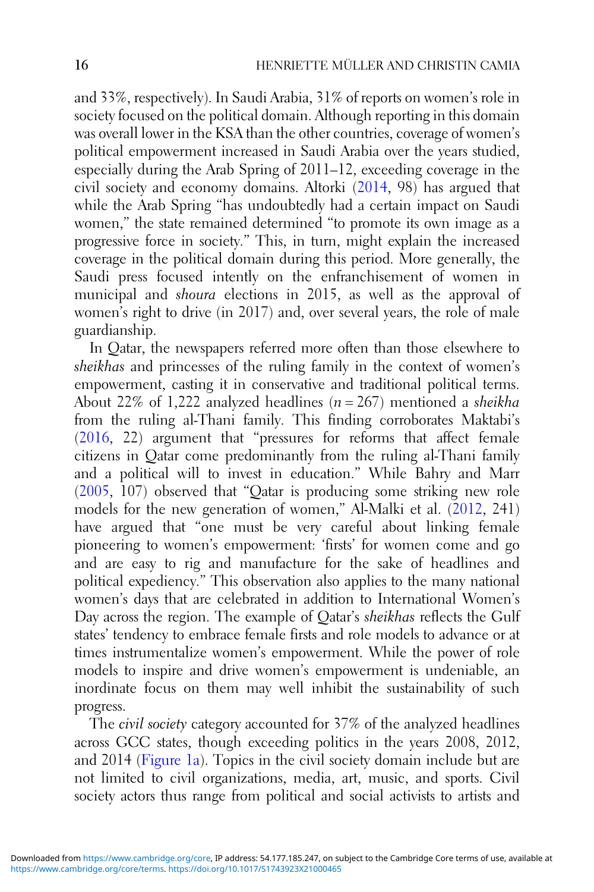and 33%, respectively). In Saudi Arabia, 31% of reports on women's role in society focused on the political domain. Although reporting in this domain was overall lower in the KSA than the other countries, coverage of women's political empowerment increased in Saudi Arabia over the years studied, especially during the Arab Spring of 2011–12, exceeding coverage in the civil society and economy domains. Altorki (2014, 98) has argued that while the Arab Spring "has undoubtedly had a certain impact on Saudi women," the state remained determined "to promote its own image as a progressive force in society." This, in turn, might explain the increased coverage in the political domain during this period. More generally, the Saudi press focused intently on the enfranchisement of women in municipal and *shoura* elections in 2015, as well as the approval of women's right to drive (in 2017) and, over several years, the role of male guardianship.

In Qatar, the newspapers referred more often than those elsewhere to *sheikhas* and princesses of the ruling family in the context of women's empowerment, casting it in conservative and traditional political terms. About 22% of 1,222 analyzed headlines ($n = 267$) mentioned a *sheikha* from the ruling al-Thani family. This finding corroborates Maktabi's (2016, 22) argument that "pressures for reforms that affect female citizens in Qatar come predominantly from the ruling al-Thani family and a political will to invest in education." While Bahry and Marr (2005, 107) observed that "Qatar is producing some striking new role models for the new generation of women," Al-Malki et al. (2012, 241) have argued that "one must be very careful about linking female pioneering to women's empowerment: 'firsts' for women come and go and are easy to rig and manufacture for the sake of headlines and political expediency." This observation also applies to the many national women's days that are celebrated in addition to International Women's Day across the region. The example of Qatar's *sheikhas* reflects the Gulf states' tendency to embrace female firsts and role models to advance or at times instrumentalize women's empowerment. While the power of role models to inspire and drive women's empowerment is undeniable, an inordinate focus on them may well inhibit the sustainability of such progress.

The *civil society* category accounted for 37% of the analyzed headlines across GCC states, though exceeding politics in the years 2008, 2012, and 2014 (Figure 1a). Topics in the civil society domain include but are not limited to civil organizations, media, art, music, and sports. Civil society actors thus range from political and social activists to artists and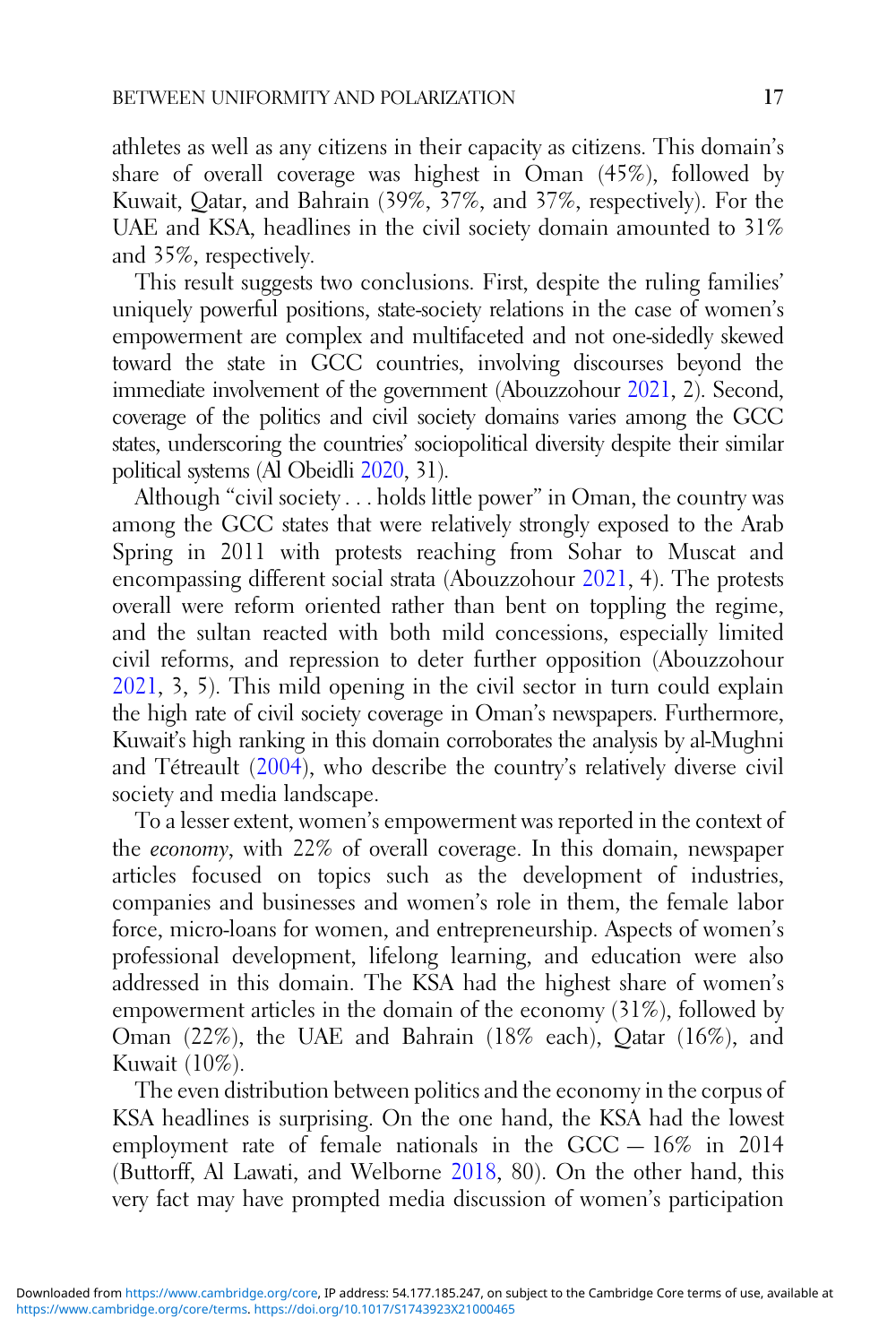athletes as well as any citizens in their capacity as citizens. This domain's share of overall coverage was highest in Oman (45%), followed by Kuwait, Qatar, and Bahrain (39%, 37%, and 37%, respectively). For the UAE and KSA, headlines in the civil society domain amounted to 31% and 35%, respectively.

This result suggests two conclusions. First, despite the ruling families' uniquely powerful positions, state-society relations in the case of women's empowerment are complex and multifaceted and not one-sidedly skewed toward the state in GCC countries, involving discourses beyond the immediate involvement of the government (Abouzzohour 2021, 2). Second, coverage of the politics and civil society domains varies among the GCC states, underscoring the countries' sociopolitical diversity despite their similar political systems (Al Obeidli 2020, 31).

Although "civil society . . . holds little power" in Oman, the country was among the GCC states that were relatively strongly exposed to the Arab Spring in 2011 with protests reaching from Sohar to Muscat and encompassing different social strata (Abouzzohour 2021, 4). The protests overall were reform oriented rather than bent on toppling the regime, and the sultan reacted with both mild concessions, especially limited civil reforms, and repression to deter further opposition (Abouzzohour 2021, 3, 5). This mild opening in the civil sector in turn could explain the high rate of civil society coverage in Oman's newspapers. Furthermore, Kuwait's high ranking in this domain corroborates the analysis by al-Mughni and Tétreault (2004), who describe the country's relatively diverse civil society and media landscape.

To a lesser extent, women's empowerment was reported in the context of the *economy*, with 22% of overall coverage. In this domain, newspaper articles focused on topics such as the development of industries, companies and businesses and women's role in them, the female labor force, micro-loans for women, and entrepreneurship. Aspects of women's professional development, lifelong learning, and education were also addressed in this domain. The KSA had the highest share of women's empowerment articles in the domain of the economy (31%), followed by Oman (22%), the UAE and Bahrain (18% each), Qatar (16%), and Kuwait (10%).

The even distribution between politics and the economy in the corpus of KSA headlines is surprising. On the one hand, the KSA had the lowest employment rate of female nationals in the GCC — 16% in 2014 (Buttorff, Al Lawati, and Welborne 2018, 80). On the other hand, this very fact may have prompted media discussion of women's participation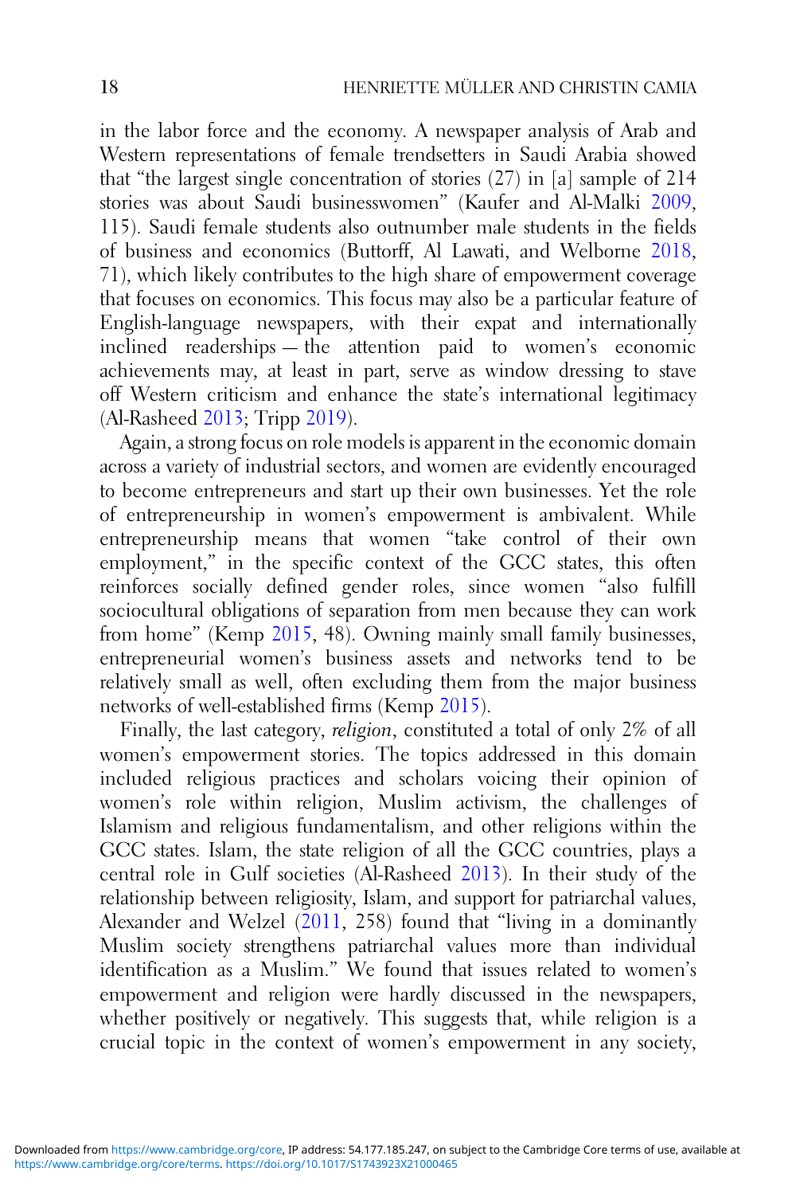in the labor force and the economy. A newspaper analysis of Arab and Western representations of female trendsetters in Saudi Arabia showed that "the largest single concentration of stories (27) in [a] sample of 214 stories was about Saudi businesswomen" (Kaufer and Al-Malki 2009, 115). Saudi female students also outnumber male students in the fields of business and economics (Buttorff, Al Lawati, and Welborne 2018, 71), which likely contributes to the high share of empowerment coverage that focuses on economics. This focus may also be a particular feature of English-language newspapers, with their expat and internationally inclined readerships — the attention paid to women's economic achievements may, at least in part, serve as window dressing to stave off Western criticism and enhance the state's international legitimacy (Al-Rasheed 2013; Tripp 2019).

Again, a strong focus on role models is apparent in the economic domain across a variety of industrial sectors, and women are evidently encouraged to become entrepreneurs and start up their own businesses. Yet the role of entrepreneurship in women's empowerment is ambivalent. While entrepreneurship means that women "take control of their own employment," in the specific context of the GCC states, this often reinforces socially defined gender roles, since women "also fulfill sociocultural obligations of separation from men because they can work from home" (Kemp 2015, 48). Owning mainly small family businesses, entrepreneurial women's business assets and networks tend to be relatively small as well, often excluding them from the major business networks of well-established firms (Kemp 2015).

Finally, the last category, *religion*, constituted a total of only 2% of all women's empowerment stories. The topics addressed in this domain included religious practices and scholars voicing their opinion of women's role within religion, Muslim activism, the challenges of Islamism and religious fundamentalism, and other religions within the GCC states. Islam, the state religion of all the GCC countries, plays a central role in Gulf societies (Al-Rasheed 2013). In their study of the relationship between religiosity, Islam, and support for patriarchal values, Alexander and Welzel (2011, 258) found that "living in a dominantly Muslim society strengthens patriarchal values more than individual identification as a Muslim." We found that issues related to women's empowerment and religion were hardly discussed in the newspapers, whether positively or negatively. This suggests that, while religion is a crucial topic in the context of women's empowerment in any society,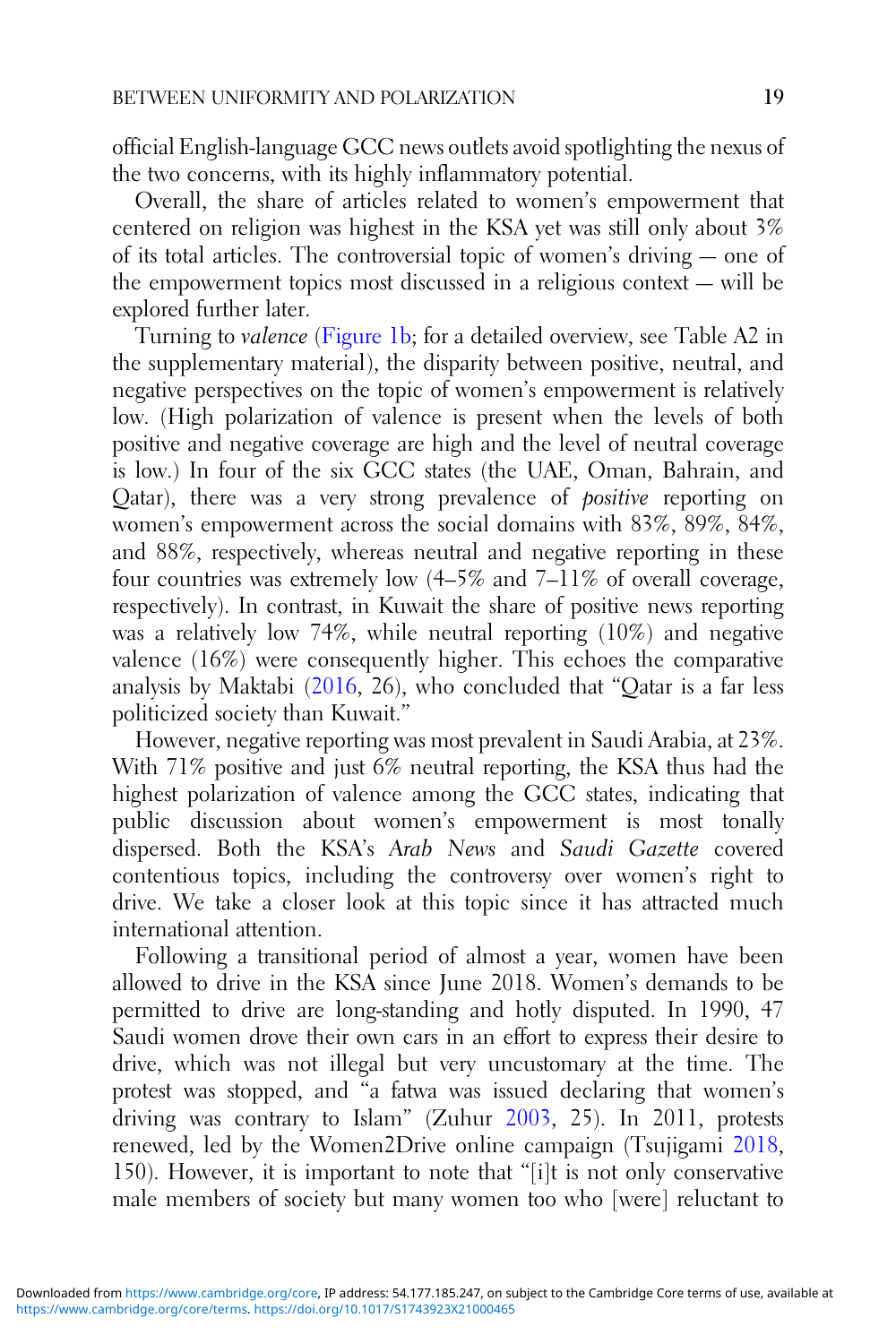official English-language GCC news outlets avoid spotlighting the nexus of the two concerns, with its highly inflammatory potential.

Overall, the share of articles related to women's empowerment that centered on religion was highest in the KSA yet was still only about 3% of its total articles. The controversial topic of women's driving — one of the empowerment topics most discussed in a religious context — will be explored further later.

Turning to *valence* (Figure 1b; for a detailed overview, see Table A2 in the supplementary material), the disparity between positive, neutral, and negative perspectives on the topic of women's empowerment is relatively low. (High polarization of valence is present when the levels of both positive and negative coverage are high and the level of neutral coverage is low.) In four of the six GCC states (the UAE, Oman, Bahrain, and Qatar), there was a very strong prevalence of *positive* reporting on women's empowerment across the social domains with 83%, 89%, 84%, and 88%, respectively, whereas neutral and negative reporting in these four countries was extremely low (4–5% and 7–11% of overall coverage, respectively). In contrast, in Kuwait the share of positive news reporting was a relatively low 74%, while neutral reporting (10%) and negative valence (16%) were consequently higher. This echoes the comparative analysis by Maktabi (2016, 26), who concluded that "Qatar is a far less politicized society than Kuwait."

However, negative reporting was most prevalent in Saudi Arabia, at 23%. With 71% positive and just 6% neutral reporting, the KSA thus had the highest polarization of valence among the GCC states, indicating that public discussion about women's empowerment is most tonally dispersed. Both the KSA's *Arab News* and *Saudi Gazette* covered contentious topics, including the controversy over women's right to drive. We take a closer look at this topic since it has attracted much international attention.

Following a transitional period of almost a year, women have been allowed to drive in the KSA since June 2018. Women's demands to be permitted to drive are long-standing and hotly disputed. In 1990, 47 Saudi women drove their own cars in an effort to express their desire to drive, which was not illegal but very uncustomary at the time. The protest was stopped, and "a fatwa was issued declaring that women's driving was contrary to Islam" (Zuhur 2003, 25). In 2011, protests renewed, led by the Women2Drive online campaign (Tsujigami 2018, 150). However, it is important to note that "[i]t is not only conservative male members of society but many women too who [were] reluctant to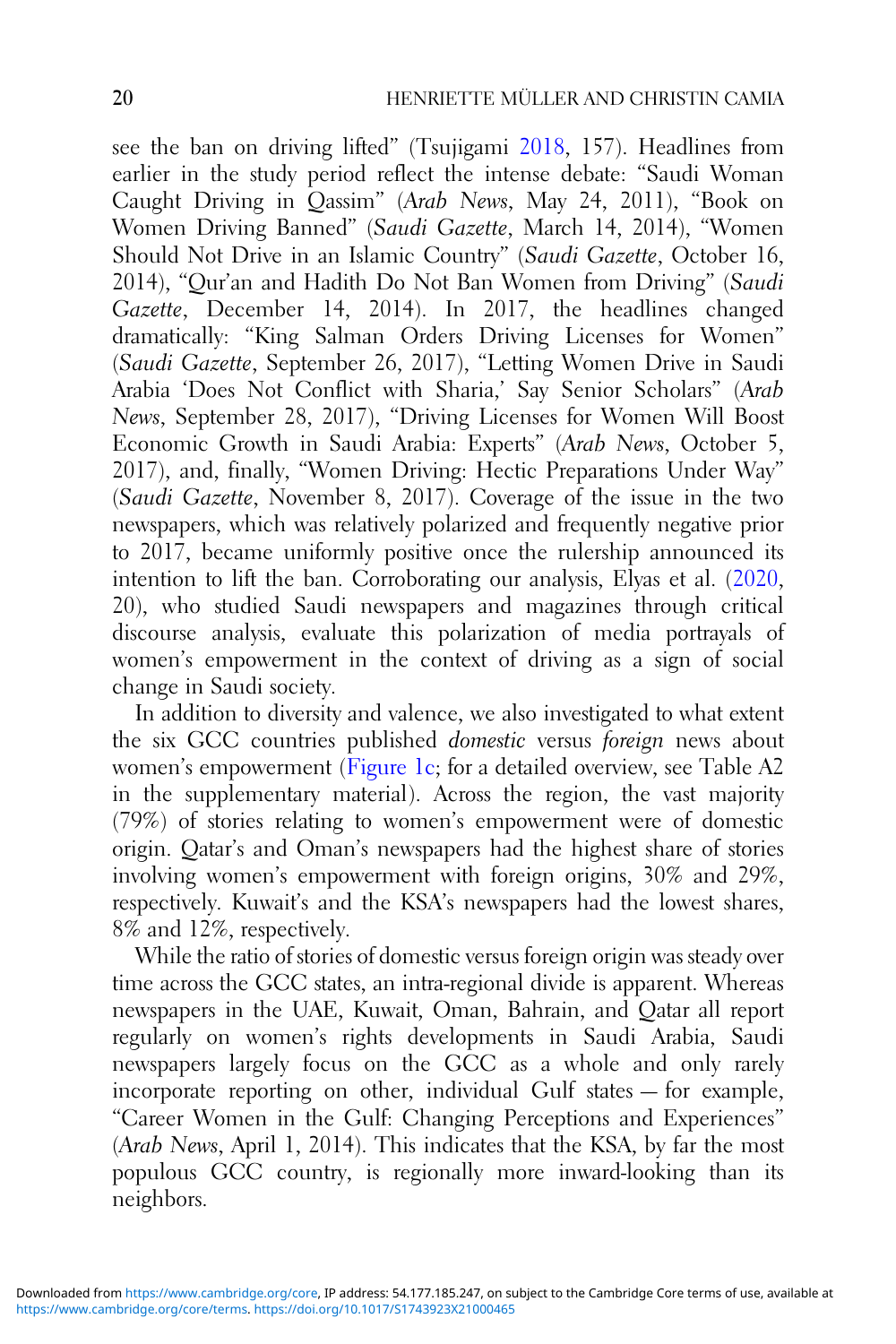see the ban on driving lifted" (Tsujigami 2018, 157). Headlines from earlier in the study period reflect the intense debate: "Saudi Woman Caught Driving in Qassim" (*Arab News*, May 24, 2011), "Book on Women Driving Banned" (*Saudi Gazette*, March 14, 2014), "Women Should Not Drive in an Islamic Country" (*Saudi Gazette*, October 16, 2014), "Qur'an and Hadith Do Not Ban Women from Driving" (*Saudi Gazette*, December 14, 2014). In 2017, the headlines changed dramatically: "King Salman Orders Driving Licenses for Women" (*Saudi Gazette*, September 26, 2017), "Letting Women Drive in Saudi Arabia 'Does Not Conflict with Sharia,' Say Senior Scholars" (*Arab News*, September 28, 2017), "Driving Licenses for Women Will Boost Economic Growth in Saudi Arabia: Experts" (*Arab News*, October 5, 2017), and, finally, "Women Driving: Hectic Preparations Under Way" (*Saudi Gazette*, November 8, 2017). Coverage of the issue in the two newspapers, which was relatively polarized and frequently negative prior to 2017, became uniformly positive once the rulership announced its intention to lift the ban. Corroborating our analysis, Elyas et al. (2020, 20), who studied Saudi newspapers and magazines through critical discourse analysis, evaluate this polarization of media portrayals of women's empowerment in the context of driving as a sign of social change in Saudi society.

In addition to diversity and valence, we also investigated to what extent the six GCC countries published *domestic* versus *foreign* news about women's empowerment (Figure 1c; for a detailed overview, see Table A2 in the supplementary material). Across the region, the vast majority (79%) of stories relating to women's empowerment were of domestic origin. Qatar's and Oman's newspapers had the highest share of stories involving women's empowerment with foreign origins, 30% and 29%, respectively. Kuwait's and the KSA's newspapers had the lowest shares, 8% and 12%, respectively.

While the ratio of stories of domestic versus foreign origin was steady over time across the GCC states, an intra-regional divide is apparent. Whereas newspapers in the UAE, Kuwait, Oman, Bahrain, and Qatar all report regularly on women's rights developments in Saudi Arabia, Saudi newspapers largely focus on the GCC as a whole and only rarely incorporate reporting on other, individual Gulf states — for example, "Career Women in the Gulf: Changing Perceptions and Experiences" (*Arab News*, April 1, 2014). This indicates that the KSA, by far the most populous GCC country, is regionally more inward-looking than its neighbors.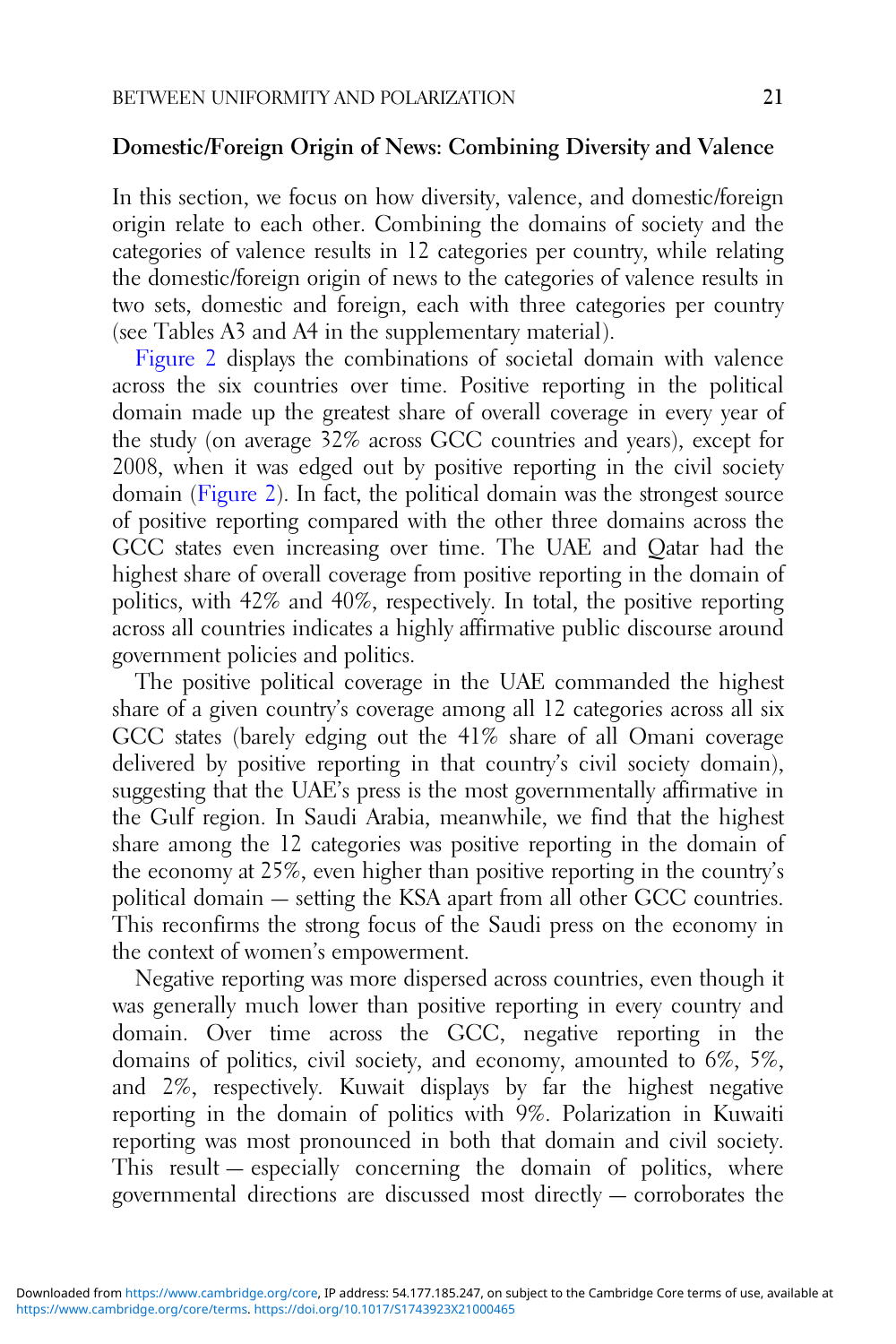## Domestic/Foreign Origin of News: Combining Diversity and Valence

In this section, we focus on how diversity, valence, and domestic/foreign origin relate to each other. Combining the domains of society and the categories of valence results in 12 categories per country, while relating the domestic/foreign origin of news to the categories of valence results in two sets, domestic and foreign, each with three categories per country (see Tables A3 and A4 in the supplementary material).

Figure 2 displays the combinations of societal domain with valence across the six countries over time. Positive reporting in the political domain made up the greatest share of overall coverage in every year of the study (on average 32% across GCC countries and years), except for 2008, when it was edged out by positive reporting in the civil society domain (Figure 2). In fact, the political domain was the strongest source of positive reporting compared with the other three domains across the GCC states even increasing over time. The UAE and Qatar had the highest share of overall coverage from positive reporting in the domain of politics, with 42% and 40%, respectively. In total, the positive reporting across all countries indicates a highly affirmative public discourse around government policies and politics.

The positive political coverage in the UAE commanded the highest share of a given country's coverage among all 12 categories across all six GCC states (barely edging out the 41% share of all Omani coverage delivered by positive reporting in that country's civil society domain), suggesting that the UAE's press is the most governmentally affirmative in the Gulf region. In Saudi Arabia, meanwhile, we find that the highest share among the 12 categories was positive reporting in the domain of the economy at 25%, even higher than positive reporting in the country's political domain — setting the KSA apart from all other GCC countries. This reconfirms the strong focus of the Saudi press on the economy in the context of women's empowerment.

Negative reporting was more dispersed across countries, even though it was generally much lower than positive reporting in every country and domain. Over time across the GCC, negative reporting in the domains of politics, civil society, and economy, amounted to 6%, 5%, and 2%, respectively. Kuwait displays by far the highest negative reporting in the domain of politics with 9%. Polarization in Kuwaiti reporting was most pronounced in both that domain and civil society. This result — especially concerning the domain of politics, where governmental directions are discussed most directly — corroborates the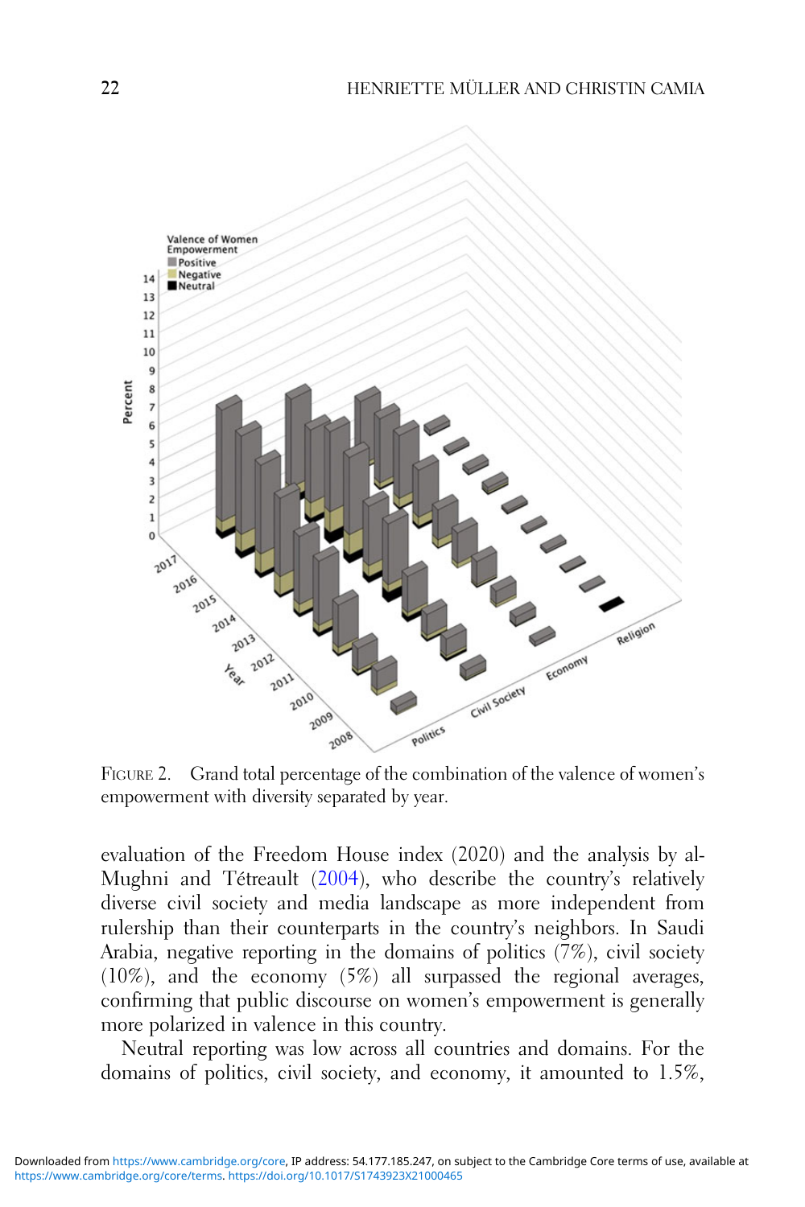FIGURE 2. Grand total percentage of the combination of the valence of women's empowerment with diversity separated by year.

evaluation of the Freedom House index (2020) and the analysis by al-Mughni and Tétreault (2004), who describe the country's relatively diverse civil society and media landscape as more independent from rulership than their counterparts in the country's neighbors. In Saudi Arabia, negative reporting in the domains of politics (7%), civil society (10%), and the economy (5%) all surpassed the regional averages, confirming that public discourse on women's empowerment is generally more polarized in valence in this country.

Neutral reporting was low across all countries and domains. For the domains of politics, civil society, and economy, it amounted to 1.5%,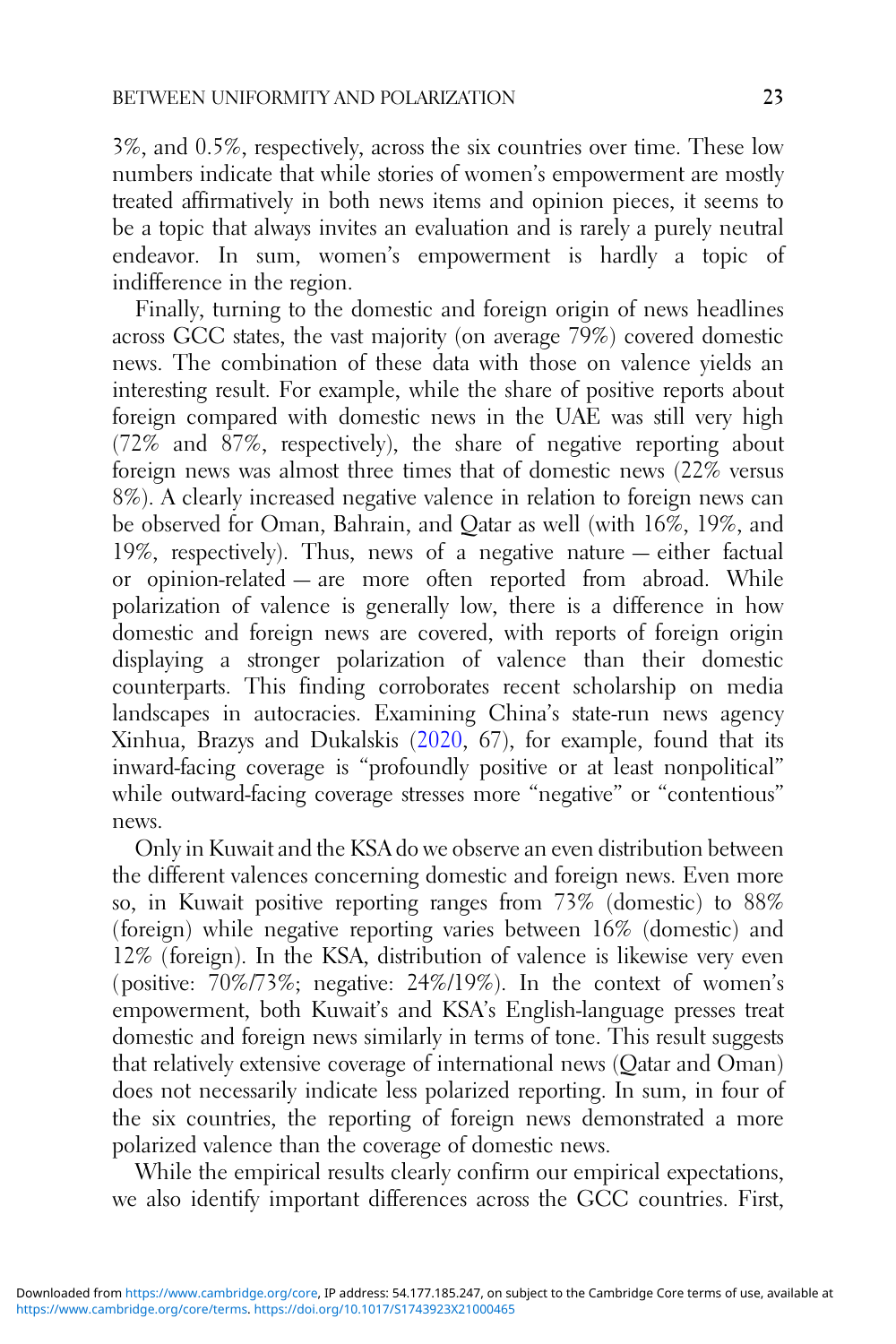3%, and 0.5%, respectively, across the six countries over time. These low numbers indicate that while stories of women's empowerment are mostly treated affirmatively in both news items and opinion pieces, it seems to be a topic that always invites an evaluation and is rarely a purely neutral endeavor. In sum, women's empowerment is hardly a topic of indifference in the region.

Finally, turning to the domestic and foreign origin of news headlines across GCC states, the vast majority (on average 79%) covered domestic news. The combination of these data with those on valence yields an interesting result. For example, while the share of positive reports about foreign compared with domestic news in the UAE was still very high (72% and 87%, respectively), the share of negative reporting about foreign news was almost three times that of domestic news (22% versus 8%). A clearly increased negative valence in relation to foreign news can be observed for Oman, Bahrain, and Qatar as well (with 16%, 19%, and 19%, respectively). Thus, news of a negative nature — either factual or opinion-related — are more often reported from abroad. While polarization of valence is generally low, there is a difference in how domestic and foreign news are covered, with reports of foreign origin displaying a stronger polarization of valence than their domestic counterparts. This finding corroborates recent scholarship on media landscapes in autocracies. Examining China's state-run news agency Xinhua, Brazys and Dukalskis (2020, 67), for example, found that its inward-facing coverage is "profoundly positive or at least nonpolitical" while outward-facing coverage stresses more "negative" or "contentious" news.

Only in Kuwait and the KSA do we observe an even distribution between the different valences concerning domestic and foreign news. Even more so, in Kuwait positive reporting ranges from 73% (domestic) to 88% (foreign) while negative reporting varies between 16% (domestic) and 12% (foreign). In the KSA, distribution of valence is likewise very even (positive: 70%/73%; negative: 24%/19%). In the context of women's empowerment, both Kuwait's and KSA's English-language presses treat domestic and foreign news similarly in terms of tone. This result suggests that relatively extensive coverage of international news (Qatar and Oman) does not necessarily indicate less polarized reporting. In sum, in four of the six countries, the reporting of foreign news demonstrated a more polarized valence than the coverage of domestic news.

While the empirical results clearly confirm our empirical expectations, we also identify important differences across the GCC countries. First,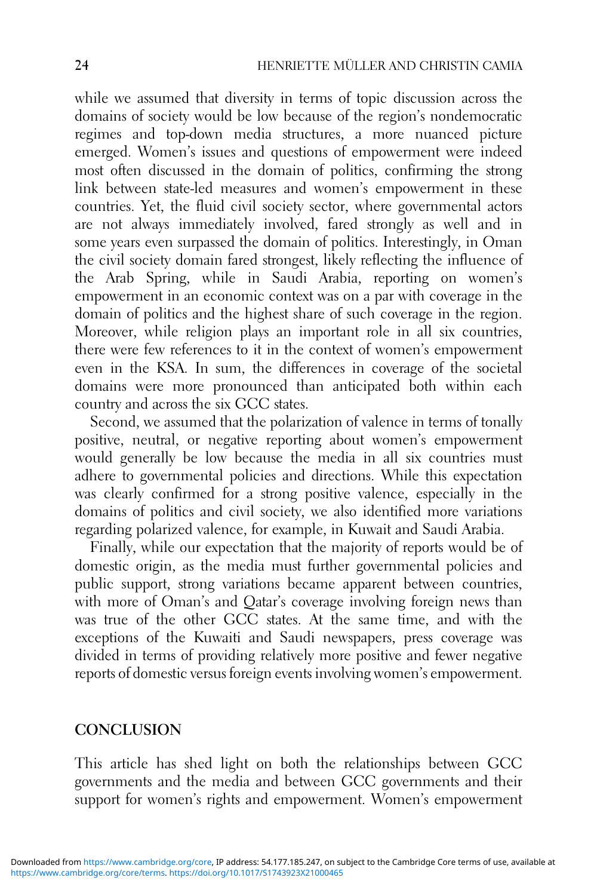while we assumed that diversity in terms of topic discussion across the domains of society would be low because of the region's nondemocratic regimes and top-down media structures, a more nuanced picture emerged. Women's issues and questions of empowerment were indeed most often discussed in the domain of politics, confirming the strong link between state-led measures and women's empowerment in these countries. Yet, the fluid civil society sector, where governmental actors are not always immediately involved, fared strongly as well and in some years even surpassed the domain of politics. Interestingly, in Oman the civil society domain fared strongest, likely reflecting the influence of the Arab Spring, while in Saudi Arabia, reporting on women's empowerment in an economic context was on a par with coverage in the domain of politics and the highest share of such coverage in the region. Moreover, while religion plays an important role in all six countries, there were few references to it in the context of women's empowerment even in the KSA. In sum, the differences in coverage of the societal domains were more pronounced than anticipated both within each country and across the six GCC states.

Second, we assumed that the polarization of valence in terms of tonally positive, neutral, or negative reporting about women's empowerment would generally be low because the media in all six countries must adhere to governmental policies and directions. While this expectation was clearly confirmed for a strong positive valence, especially in the domains of politics and civil society, we also identified more variations regarding polarized valence, for example, in Kuwait and Saudi Arabia.

Finally, while our expectation that the majority of reports would be of domestic origin, as the media must further governmental policies and public support, strong variations became apparent between countries, with more of Oman's and Qatar's coverage involving foreign news than was true of the other GCC states. At the same time, and with the exceptions of the Kuwaiti and Saudi newspapers, press coverage was divided in terms of providing relatively more positive and fewer negative reports of domestic versus foreign events involving women's empowerment.

## CONCLUSION

This article has shed light on both the relationships between GCC governments and the media and between GCC governments and their support for women's rights and empowerment. Women's empowerment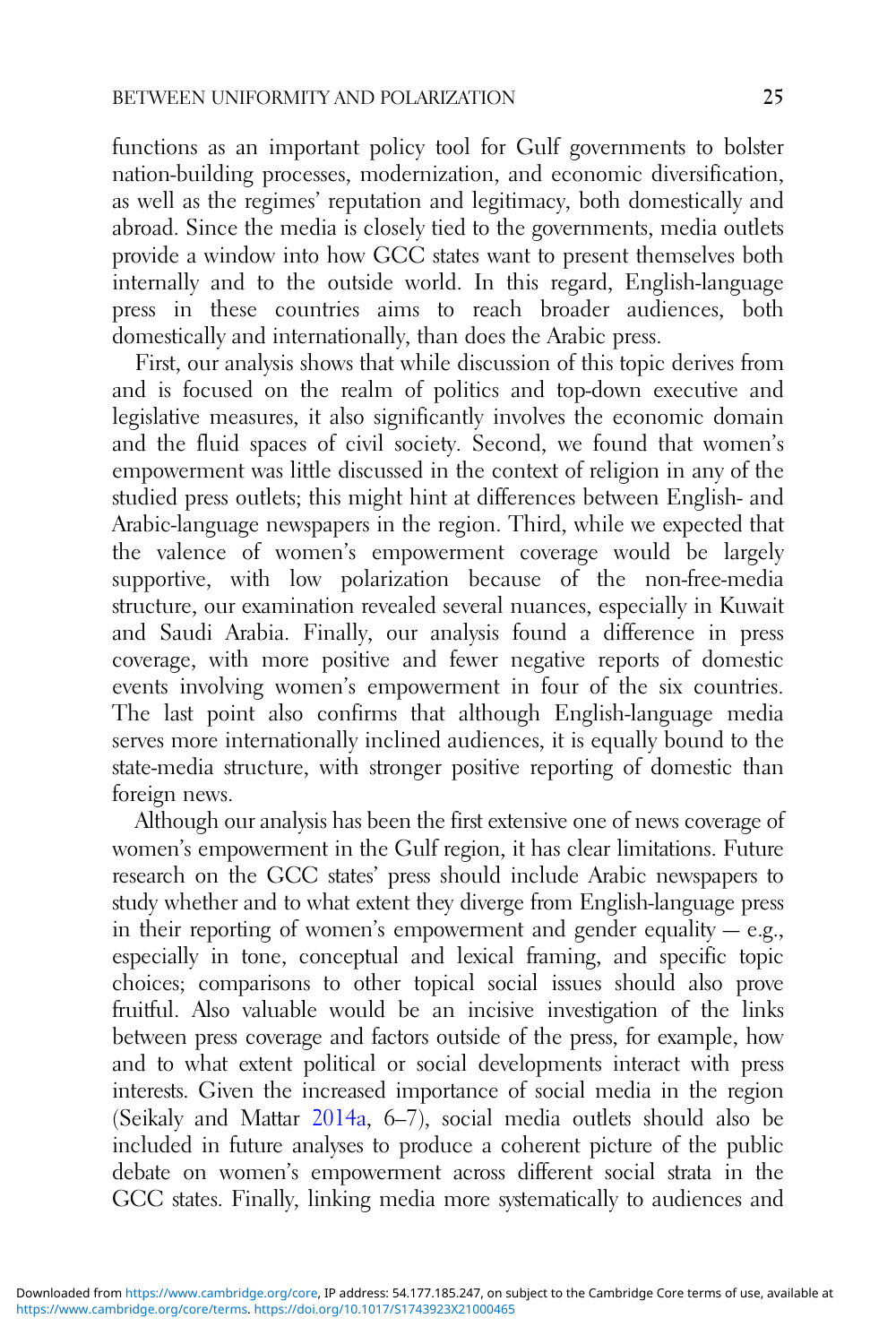functions as an important policy tool for Gulf governments to bolster nation-building processes, modernization, and economic diversification, as well as the regimes' reputation and legitimacy, both domestically and abroad. Since the media is closely tied to the governments, media outlets provide a window into how GCC states want to present themselves both internally and to the outside world. In this regard, English-language press in these countries aims to reach broader audiences, both domestically and internationally, than does the Arabic press.

First, our analysis shows that while discussion of this topic derives from and is focused on the realm of politics and top-down executive and legislative measures, it also significantly involves the economic domain and the fluid spaces of civil society. Second, we found that women's empowerment was little discussed in the context of religion in any of the studied press outlets; this might hint at differences between English- and Arabic-language newspapers in the region. Third, while we expected that the valence of women's empowerment coverage would be largely supportive, with low polarization because of the non-free-media structure, our examination revealed several nuances, especially in Kuwait and Saudi Arabia. Finally, our analysis found a difference in press coverage, with more positive and fewer negative reports of domestic events involving women's empowerment in four of the six countries. The last point also confirms that although English-language media serves more internationally inclined audiences, it is equally bound to the state-media structure, with stronger positive reporting of domestic than foreign news.

Although our analysis has been the first extensive one of news coverage of women's empowerment in the Gulf region, it has clear limitations. Future research on the GCC states' press should include Arabic newspapers to study whether and to what extent they diverge from English-language press in their reporting of women's empowerment and gender equality — e.g., especially in tone, conceptual and lexical framing, and specific topic choices; comparisons to other topical social issues should also prove fruitful. Also valuable would be an incisive investigation of the links between press coverage and factors outside of the press, for example, how and to what extent political or social developments interact with press interests. Given the increased importance of social media in the region (Seikaly and Mattar 2014a, 6–7), social media outlets should also be included in future analyses to produce a coherent picture of the public debate on women's empowerment across different social strata in the GCC states. Finally, linking media more systematically to audiences and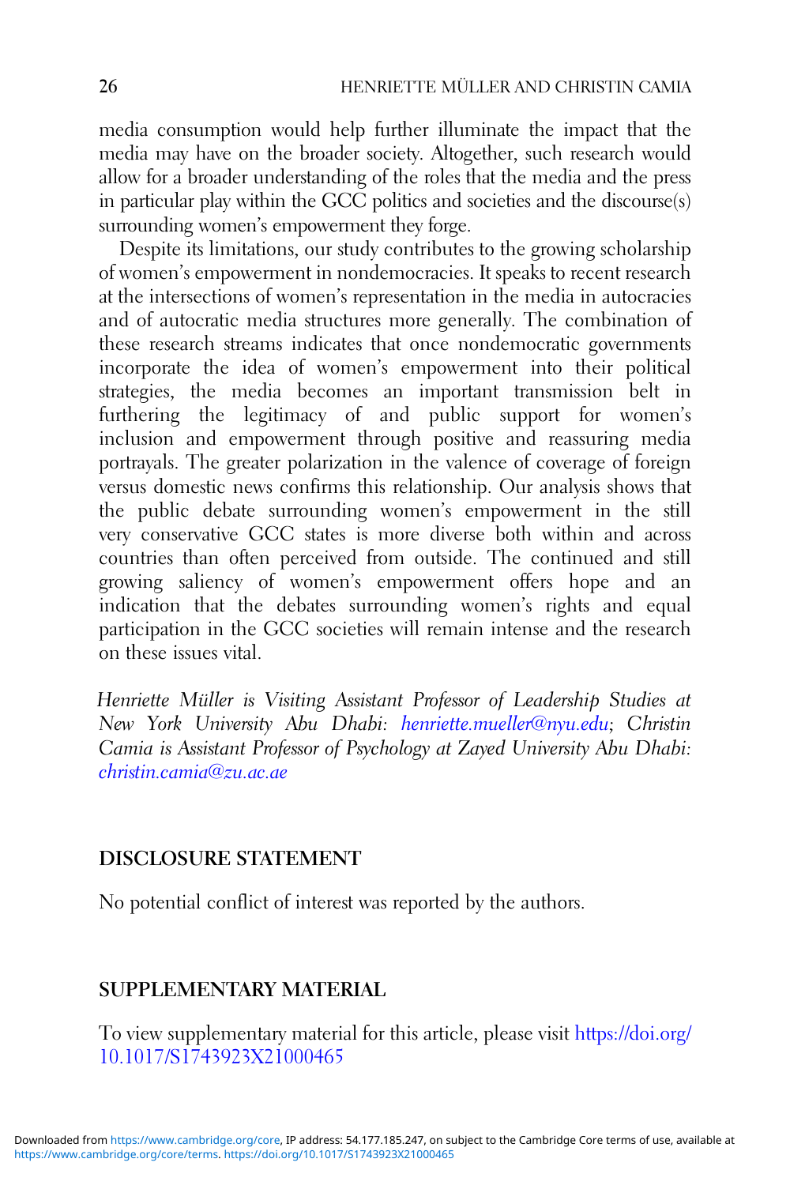media consumption would help further illuminate the impact that the media may have on the broader society. Altogether, such research would allow for a broader understanding of the roles that the media and the press in particular play within the GCC politics and societies and the discourse(s) surrounding women's empowerment they forge.

Despite its limitations, our study contributes to the growing scholarship of women's empowerment in nondemocracies. It speaks to recent research at the intersections of women's representation in the media in autocracies and of autocratic media structures more generally. The combination of these research streams indicates that once nondemocratic governments incorporate the idea of women's empowerment into their political strategies, the media becomes an important transmission belt in furthering the legitimacy of and public support for women's inclusion and empowerment through positive and reassuring media portrayals. The greater polarization in the valence of coverage of foreign versus domestic news confirms this relationship. Our analysis shows that the public debate surrounding women's empowerment in the still very conservative GCC states is more diverse both within and across countries than often perceived from outside. The continued and still growing saliency of women's empowerment offers hope and an indication that the debates surrounding women's rights and equal participation in the GCC societies will remain intense and the research on these issues vital.

*Henriette Müller is Visiting Assistant Professor of Leadership Studies at New York University Abu Dhabi: henriette.mueller@nyu.edu; Christin Camia is Assistant Professor of Psychology at Zayed University Abu Dhabi: christin.camia@zu.ac.ae*

## DISCLOSURE STATEMENT

No potential conflict of interest was reported by the authors.

## SUPPLEMENTARY MATERIAL

To view supplementary material for this article, please visit https://doi.org/10.1017/S1743923X21000465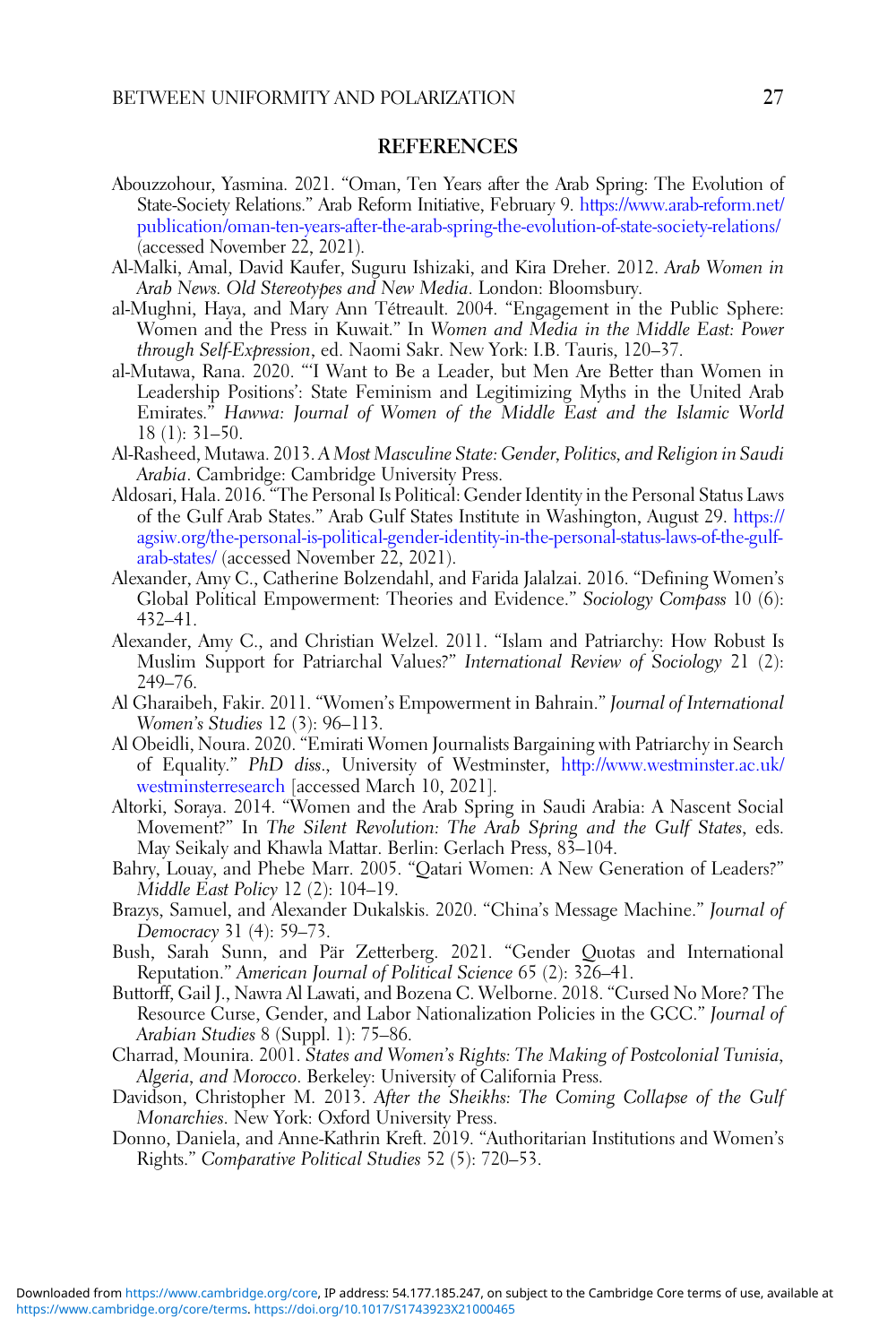## REFERENCES

Abouzzohour, Yasmina. 2021. "Oman, Ten Years after the Arab Spring: The Evolution of State-Society Relations." Arab Reform Initiative, February 9. https://www.arab-reform.net/publication/oman-ten-years-after-the-arab-spring-the-evolution-of-state-society-relations/ (accessed November 22, 2021).

Al-Malki, Amal, David Kaufer, Suguru Ishizaki, and Kira Dreher. 2012. *Arab Women in Arab News. Old Stereotypes and New Media*. London: Bloomsbury.

al-Mughni, Haya, and Mary Ann Tétreault. 2004. "Engagement in the Public Sphere: Women and the Press in Kuwait." In *Women and Media in the Middle East: Power through Self-Expression*, ed. Naomi Sakr. New York: I.B. Tauris, 120–37.

al-Mutawa, Rana. 2020. "'I Want to Be a Leader, but Men Are Better than Women in Leadership Positions': State Feminism and Legitimizing Myths in the United Arab Emirates." *Hawwa: Journal of Women of the Middle East and the Islamic World* 18 (1): 31–50.

Al-Rasheed, Mutawa. 2013. *A Most Masculine State: Gender, Politics, and Religion in Saudi Arabia*. Cambridge: Cambridge University Press.

Aldosari, Hala. 2016. "The Personal Is Political: Gender Identity in the Personal Status Laws of the Gulf Arab States." Arab Gulf States Institute in Washington, August 29. https://agsiw.org/the-personal-is-political-gender-identity-in-the-personal-status-laws-of-the-gulf-arab-states/ (accessed November 22, 2021).

Alexander, Amy C., Catherine Bolzendahl, and Farida Jalalzai. 2016. "Defining Women's Global Political Empowerment: Theories and Evidence." *Sociology Compass* 10 (6): 432–41.

Alexander, Amy C., and Christian Welzel. 2011. "Islam and Patriarchy: How Robust Is Muslim Support for Patriarchal Values?" *International Review of Sociology* 21 (2): 249–76.

Al Gharaibeh, Fakir. 2011. "Women's Empowerment in Bahrain." *Journal of International Women's Studies* 12 (3): 96–113.

Al Obeidli, Noura. 2020. "Emirati Women Journalists Bargaining with Patriarchy in Search of Equality." *PhD diss*., University of Westminster, http://www.westminster.ac.uk/westminsterresearch [accessed March 10, 2021].

Altorki, Soraya. 2014. "Women and the Arab Spring in Saudi Arabia: A Nascent Social Movement?" In *The Silent Revolution: The Arab Spring and the Gulf States*, eds. May Seikaly and Khawla Mattar. Berlin: Gerlach Press, 83–104.

Bahry, Louay, and Phebe Marr. 2005. "Qatari Women: A New Generation of Leaders?" *Middle East Policy* 12 (2): 104–19.

Brazys, Samuel, and Alexander Dukalskis. 2020. "China's Message Machine." *Journal of Democracy* 31 (4): 59–73.

Bush, Sarah Sunn, and Pär Zetterberg. 2021. "Gender Quotas and International Reputation." *American Journal of Political Science* 65 (2): 326–41.

Buttorff, Gail J., Nawra Al Lawati, and Bozena C. Welborne. 2018. "Cursed No More? The Resource Curse, Gender, and Labor Nationalization Policies in the GCC." *Journal of Arabian Studies* 8 (Suppl. 1): 75–86.

Charrad, Mounira. 2001. *States and Women's Rights: The Making of Postcolonial Tunisia, Algeria, and Morocco*. Berkeley: University of California Press.

Davidson, Christopher M. 2013. *After the Sheikhs: The Coming Collapse of the Gulf Monarchies*. New York: Oxford University Press.

Donno, Daniela, and Anne-Kathrin Kreft. 2019. "Authoritarian Institutions and Women's Rights." *Comparative Political Studies* 52 (5): 720–53.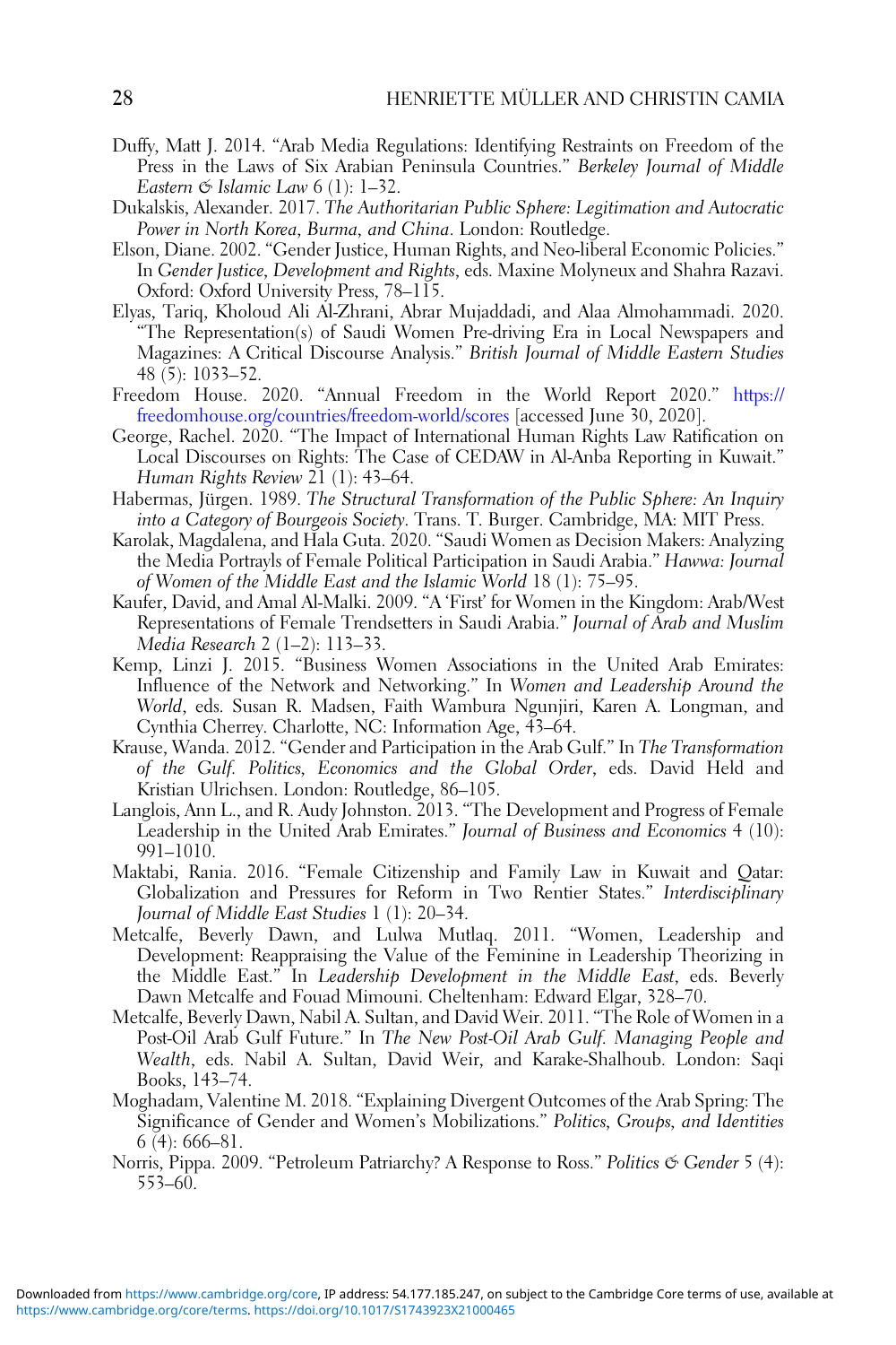Duffy, Matt J. 2014. "Arab Media Regulations: Identifying Restraints on Freedom of the Press in the Laws of Six Arabian Peninsula Countries." *Berkeley Journal of Middle Eastern & Islamic Law* 6 (1): 1–32.

Dukalskis, Alexander. 2017. *The Authoritarian Public Sphere: Legitimation and Autocratic Power in North Korea, Burma, and China*. London: Routledge.

Elson, Diane. 2002. "Gender Justice, Human Rights, and Neo-liberal Economic Policies." In *Gender Justice, Development and Rights*, eds. Maxine Molyneux and Shahra Razavi. Oxford: Oxford University Press, 78–115.

Elyas, Tariq, Kholoud Ali Al-Zhrani, Abrar Mujaddadi, and Alaa Almohammadi. 2020. "The Representation(s) of Saudi Women Pre-driving Era in Local Newspapers and Magazines: A Critical Discourse Analysis." *British Journal of Middle Eastern Studies* 48 (5): 1033–52.

Freedom House. 2020. "Annual Freedom in the World Report 2020." https://freedomhouse.org/countries/freedom-world/scores [accessed June 30, 2020].

George, Rachel. 2020. "The Impact of International Human Rights Law Ratification on Local Discourses on Rights: The Case of CEDAW in Al-Anba Reporting in Kuwait." *Human Rights Review* 21 (1): 43–64.

Habermas, Jürgen. 1989. *The Structural Transformation of the Public Sphere: An Inquiry into a Category of Bourgeois Society*. Trans. T. Burger. Cambridge, MA: MIT Press.

Karolak, Magdalena, and Hala Guta. 2020. "Saudi Women as Decision Makers: Analyzing the Media Portrayls of Female Political Participation in Saudi Arabia." *Hawwa: Journal of Women of the Middle East and the Islamic World* 18 (1): 75–95.

Kaufer, David, and Amal Al-Malki. 2009. "A 'First' for Women in the Kingdom: Arab/West Representations of Female Trendsetters in Saudi Arabia." *Journal of Arab and Muslim Media Research* 2 (1–2): 113–33.

Kemp, Linzi J. 2015. "Business Women Associations in the United Arab Emirates: Influence of the Network and Networking." In *Women and Leadership Around the World*, eds. Susan R. Madsen, Faith Wambura Ngunjiri, Karen A. Longman, and Cynthia Cherrey. Charlotte, NC: Information Age, 43–64.

Krause, Wanda. 2012. "Gender and Participation in the Arab Gulf." In *The Transformation of the Gulf. Politics, Economics and the Global Order*, eds. David Held and Kristian Ulrichsen. London: Routledge, 86–105.

Langlois, Ann L., and R. Audy Johnston. 2013. "The Development and Progress of Female Leadership in the United Arab Emirates." *Journal of Business and Economics* 4 (10): 991–1010.

Maktabi, Rania. 2016. "Female Citizenship and Family Law in Kuwait and Qatar: Globalization and Pressures for Reform in Two Rentier States." *Interdisciplinary Journal of Middle East Studies* 1 (1): 20–34.

Metcalfe, Beverly Dawn, and Lulwa Mutlaq. 2011. "Women, Leadership and Development: Reappraising the Value of the Feminine in Leadership Theorizing in the Middle East." In *Leadership Development in the Middle East*, eds. Beverly Dawn Metcalfe and Fouad Mimouni. Cheltenham: Edward Elgar, 328–70.

Metcalfe, Beverly Dawn, Nabil A. Sultan, and David Weir. 2011. "The Role of Women in a Post-Oil Arab Gulf Future." In *The New Post-Oil Arab Gulf. Managing People and Wealth*, eds. Nabil A. Sultan, David Weir, and Karake-Shalhoub. London: Saqi Books, 143–74.

Moghadam, Valentine M. 2018. "Explaining Divergent Outcomes of the Arab Spring: The Significance of Gender and Women's Mobilizations." *Politics, Groups, and Identities* 6 (4): 666–81.

Norris, Pippa. 2009. "Petroleum Patriarchy? A Response to Ross." *Politics & Gender* 5 (4): 553–60.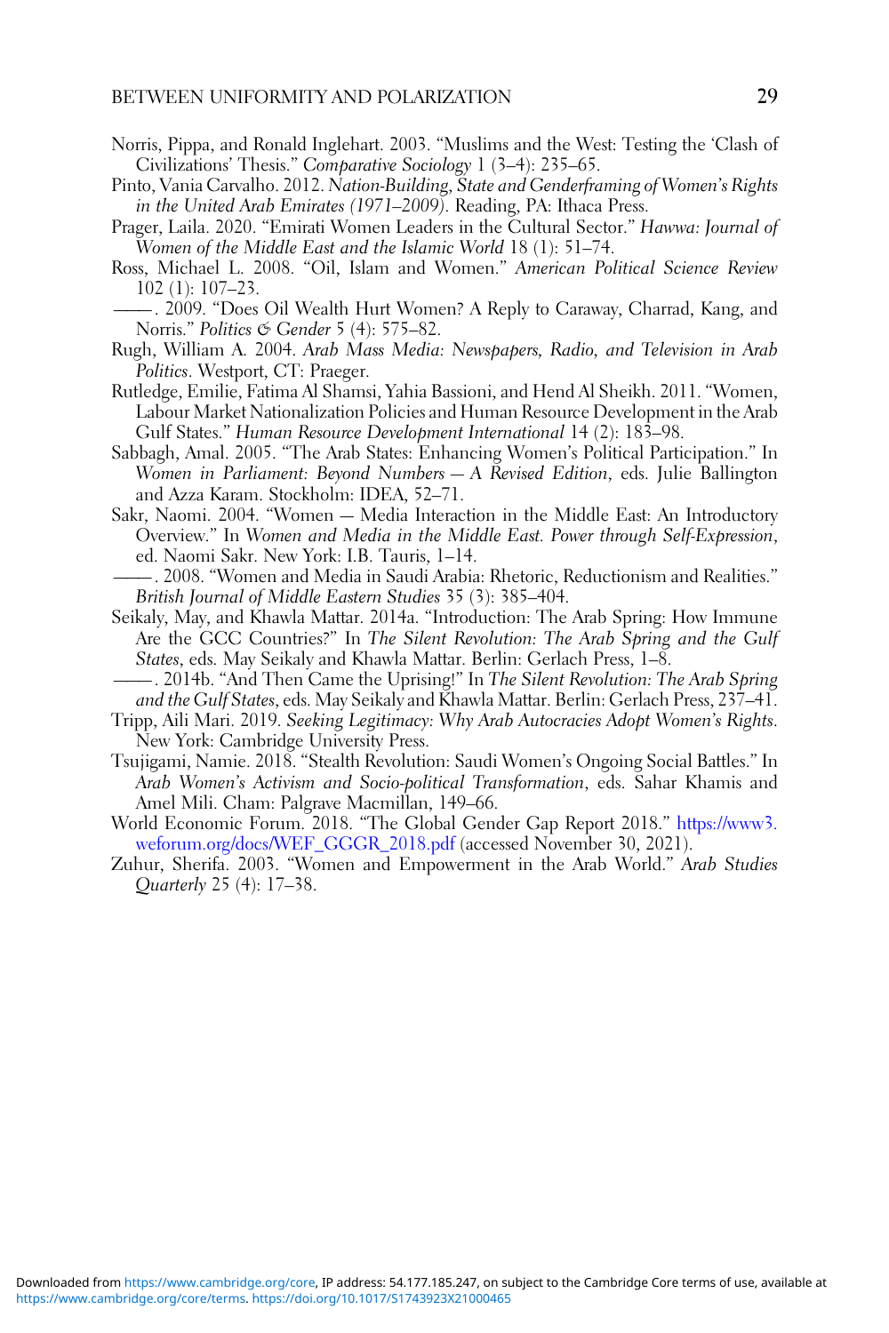Norris, Pippa, and Ronald Inglehart. 2003. "Muslims and the West: Testing the 'Clash of Civilizations' Thesis." *Comparative Sociology* 1 (3–4): 235–65.

Pinto, Vania Carvalho. 2012. *Nation-Building, State and Genderframing of Women's Rights in the United Arab Emirates (1971–2009)*. Reading, PA: Ithaca Press.

Prager, Laila. 2020. "Emirati Women Leaders in the Cultural Sector." *Hawwa: Journal of Women of the Middle East and the Islamic World* 18 (1): 51–74.

Ross, Michael L. 2008. "Oil, Islam and Women." *American Political Science Review* 102 (1): 107–23.

——. 2009. "Does Oil Wealth Hurt Women? A Reply to Caraway, Charrad, Kang, and Norris." *Politics & Gender* 5 (4): 575–82.

Rugh, William A. 2004. *Arab Mass Media: Newspapers, Radio, and Television in Arab Politics*. Westport, CT: Praeger.

Rutledge, Emilie, Fatima Al Shamsi, Yahia Bassioni, and Hend Al Sheikh. 2011. "Women, Labour Market Nationalization Policies and Human Resource Development in the Arab Gulf States." *Human Resource Development International* 14 (2): 183–98.

Sabbagh, Amal. 2005. "The Arab States: Enhancing Women's Political Participation." In *Women in Parliament: Beyond Numbers — A Revised Edition*, eds. Julie Ballington and Azza Karam. Stockholm: IDEA, 52–71.

Sakr, Naomi. 2004. "Women — Media Interaction in the Middle East: An Introductory Overview." In *Women and Media in the Middle East. Power through Self-Expression*, ed. Naomi Sakr. New York: I.B. Tauris, 1–14.

——. 2008. "Women and Media in Saudi Arabia: Rhetoric, Reductionism and Realities." *British Journal of Middle Eastern Studies* 35 (3): 385–404.

Seikaly, May, and Khawla Mattar. 2014a. "Introduction: The Arab Spring: How Immune Are the GCC Countries?" In *The Silent Revolution: The Arab Spring and the Gulf States*, eds. May Seikaly and Khawla Mattar. Berlin: Gerlach Press, 1–8.

——. 2014b. "And Then Came the Uprising!" In *The Silent Revolution: The Arab Spring and the Gulf States*, eds. May Seikaly and Khawla Mattar. Berlin: Gerlach Press, 237–41.

Tripp, Aili Mari. 2019. *Seeking Legitimacy: Why Arab Autocracies Adopt Women's Rights*. New York: Cambridge University Press.

Tsujigami, Namie. 2018. "Stealth Revolution: Saudi Women's Ongoing Social Battles." In *Arab Women's Activism and Socio-political Transformation*, eds. Sahar Khamis and Amel Mili. Cham: Palgrave Macmillan, 149–66.

World Economic Forum. 2018. "The Global Gender Gap Report 2018." https://www3.weforum.org/docs/WEF_GGGR_2018.pdf (accessed November 30, 2021).

Zuhur, Sherifa. 2003. "Women and Empowerment in the Arab World." *Arab Studies Quarterly* 25 (4): 17–38.